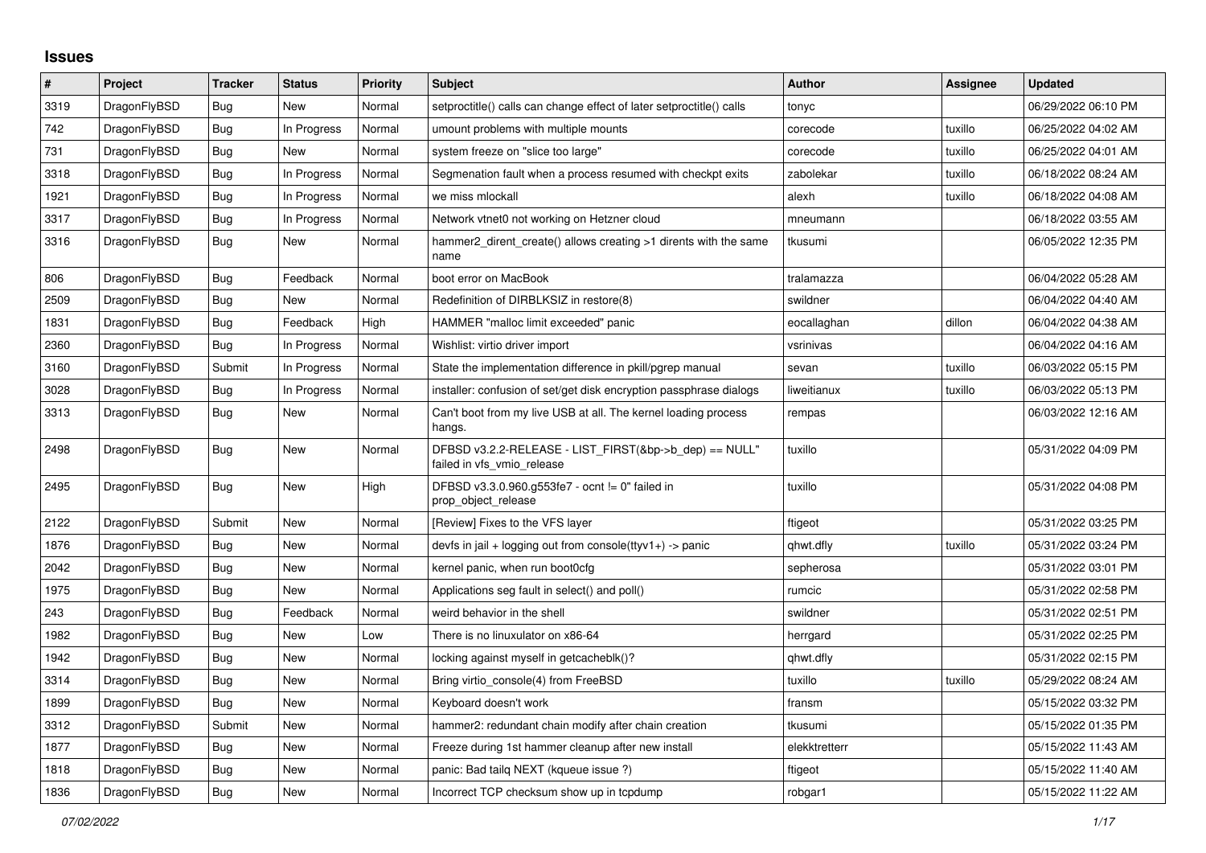# Issues

| # | Project | Tracker | Status | Priority | Subject | Author | Assignee | Updated |
|---|---|---|---|---|---|---|---|---|
| 3319 | DragonFlyBSD | Bug | New | Normal | setproctitle() calls can change effect of later setproctitle() calls | tonyc | | 06/29/2022 06:10 PM |
| 742 | DragonFlyBSD | Bug | In Progress | Normal | umount problems with multiple mounts | corecode | tuxillo | 06/25/2022 04:02 AM |
| 731 | DragonFlyBSD | Bug | New | Normal | system freeze on "slice too large" | corecode | tuxillo | 06/25/2022 04:01 AM |
| 3318 | DragonFlyBSD | Bug | In Progress | Normal | Segmenation fault when a process resumed with checkpt exits | zabolekar | tuxillo | 06/18/2022 08:24 AM |
| 1921 | DragonFlyBSD | Bug | In Progress | Normal | we miss mlockall | alexh | tuxillo | 06/18/2022 04:08 AM |
| 3317 | DragonFlyBSD | Bug | In Progress | Normal | Network vtnet0 not working on Hetzner cloud | mneumann | | 06/18/2022 03:55 AM |
| 3316 | DragonFlyBSD | Bug | New | Normal | hammer2_dirent_create() allows creating >1 dirents with the same name | tkusumi | | 06/05/2022 12:35 PM |
| 806 | DragonFlyBSD | Bug | Feedback | Normal | boot error on MacBook | tralamazza | | 06/04/2022 05:28 AM |
| 2509 | DragonFlyBSD | Bug | New | Normal | Redefinition of DIRBLKSIZ in restore(8) | swildner | | 06/04/2022 04:40 AM |
| 1831 | DragonFlyBSD | Bug | Feedback | High | HAMMER "malloc limit exceeded" panic | eocallaghan | dillon | 06/04/2022 04:38 AM |
| 2360 | DragonFlyBSD | Bug | In Progress | Normal | Wishlist: virtio driver import | vsrinivas | | 06/04/2022 04:16 AM |
| 3160 | DragonFlyBSD | Submit | In Progress | Normal | State the implementation difference in pkill/pgrep manual | sevan | tuxillo | 06/03/2022 05:15 PM |
| 3028 | DragonFlyBSD | Bug | In Progress | Normal | installer: confusion of set/get disk encryption passphrase dialogs | liweitianux | tuxillo | 06/03/2022 05:13 PM |
| 3313 | DragonFlyBSD | Bug | New | Normal | Can't boot from my live USB at all. The kernel loading process hangs. | rempas | | 06/03/2022 12:16 AM |
| 2498 | DragonFlyBSD | Bug | New | Normal | DFBSD v3.2.2-RELEASE - LIST_FIRST(&bp->b_dep) == NULL" failed in vfs_vmio_release | tuxillo | | 05/31/2022 04:09 PM |
| 2495 | DragonFlyBSD | Bug | New | High | DFBSD v3.3.0.960.g553fe7 - ocnt != 0" failed in prop_object_release | tuxillo | | 05/31/2022 04:08 PM |
| 2122 | DragonFlyBSD | Submit | New | Normal | [Review] Fixes to the VFS layer | ftigeot | | 05/31/2022 03:25 PM |
| 1876 | DragonFlyBSD | Bug | New | Normal | devfs in jail + logging out from console(ttyv1+) -> panic | qhwt.dfly | tuxillo | 05/31/2022 03:24 PM |
| 2042 | DragonFlyBSD | Bug | New | Normal | kernel panic, when run boot0cfg | sepherosa | | 05/31/2022 03:01 PM |
| 1975 | DragonFlyBSD | Bug | New | Normal | Applications seg fault in select() and poll() | rumcic | | 05/31/2022 02:58 PM |
| 243 | DragonFlyBSD | Bug | Feedback | Normal | weird behavior in the shell | swildner | | 05/31/2022 02:51 PM |
| 1982 | DragonFlyBSD | Bug | New | Low | There is no linuxulator on x86-64 | herrgard | | 05/31/2022 02:25 PM |
| 1942 | DragonFlyBSD | Bug | New | Normal | locking against myself in getcacheblk()? | qhwt.dfly | | 05/31/2022 02:15 PM |
| 3314 | DragonFlyBSD | Bug | New | Normal | Bring virtio_console(4) from FreeBSD | tuxillo | tuxillo | 05/29/2022 08:24 AM |
| 1899 | DragonFlyBSD | Bug | New | Normal | Keyboard doesn't work | fransm | | 05/15/2022 03:32 PM |
| 3312 | DragonFlyBSD | Submit | New | Normal | hammer2: redundant chain modify after chain creation | tkusumi | | 05/15/2022 01:35 PM |
| 1877 | DragonFlyBSD | Bug | New | Normal | Freeze during 1st hammer cleanup after new install | elekktretterr | | 05/15/2022 11:43 AM |
| 1818 | DragonFlyBSD | Bug | New | Normal | panic: Bad tailq NEXT (kqueue issue ?) | ftigeot | | 05/15/2022 11:40 AM |
| 1836 | DragonFlyBSD | Bug | New | Normal | Incorrect TCP checksum show up in tcpdump | robgar1 | | 05/15/2022 11:22 AM |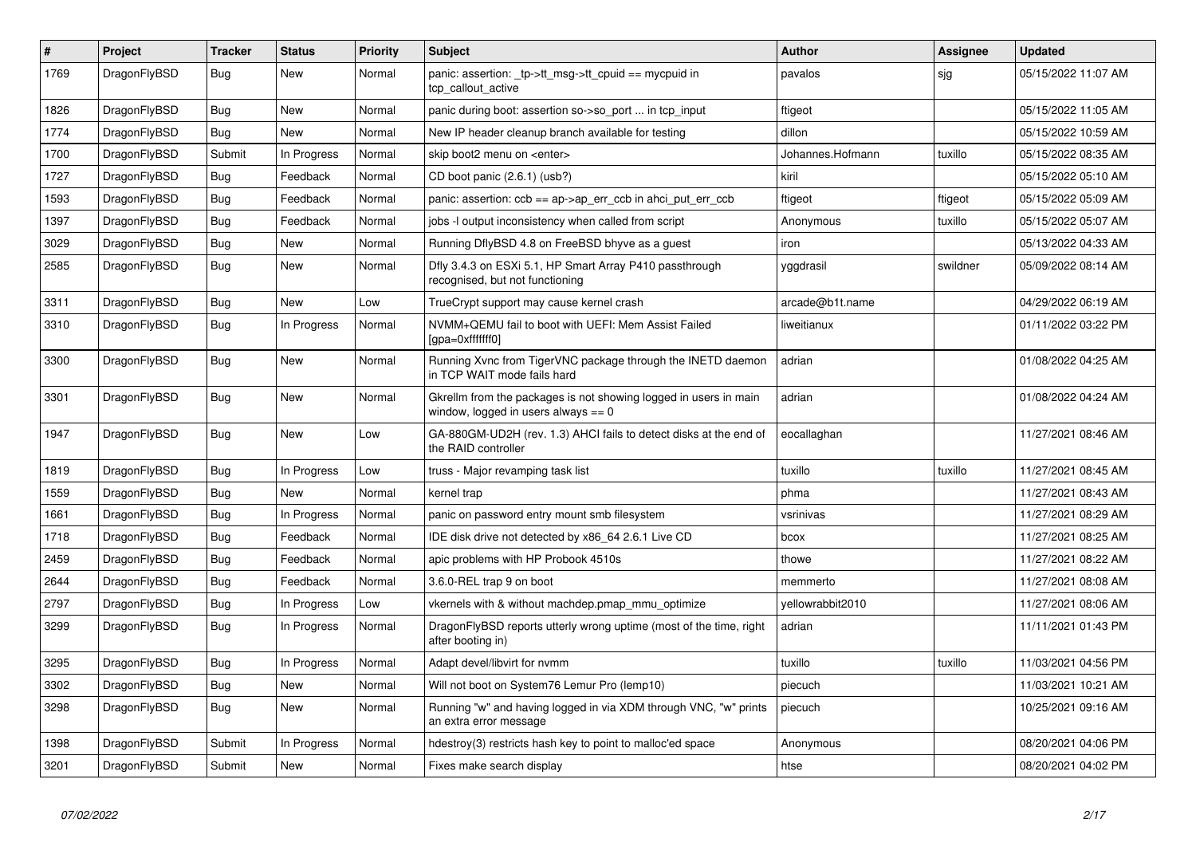| # | Project | Tracker | Status | Priority | Subject | Author | Assignee | Updated |
|---|---|---|---|---|---|---|---|---|
| 1769 | DragonFlyBSD | Bug | New | Normal | panic: assertion: _tp->tt_msg->tt_cpuid == mycpuid in tcp_callout_active | pavalos | sjg | 05/15/2022 11:07 AM |
| 1826 | DragonFlyBSD | Bug | New | Normal | panic during boot: assertion so->so_port ... in tcp_input | ftigeot | | 05/15/2022 11:05 AM |
| 1774 | DragonFlyBSD | Bug | New | Normal | New IP header cleanup branch available for testing | dillon | | 05/15/2022 10:59 AM |
| 1700 | DragonFlyBSD | Submit | In Progress | Normal | skip boot2 menu on <enter> | Johannes.Hofmann | tuxillo | 05/15/2022 08:35 AM |
| 1727 | DragonFlyBSD | Bug | Feedback | Normal | CD boot panic (2.6.1) (usb?) | kiril | | 05/15/2022 05:10 AM |
| 1593 | DragonFlyBSD | Bug | Feedback | Normal | panic: assertion: ccb == ap->ap_err_ccb in ahci_put_err_ccb | ftigeot | ftigeot | 05/15/2022 05:09 AM |
| 1397 | DragonFlyBSD | Bug | Feedback | Normal | jobs -l output inconsistency when called from script | Anonymous | tuxillo | 05/15/2022 05:07 AM |
| 3029 | DragonFlyBSD | Bug | New | Normal | Running DflyBSD 4.8 on FreeBSD bhyve as a guest | iron | | 05/13/2022 04:33 AM |
| 2585 | DragonFlyBSD | Bug | New | Normal | Dfly 3.4.3 on ESXi 5.1, HP Smart Array P410 passthrough recognised, but not functioning | yggdrasil | swildner | 05/09/2022 08:14 AM |
| 3311 | DragonFlyBSD | Bug | New | Low | TrueCrypt support may cause kernel crash | arcade@b1t.name | | 04/29/2022 06:19 AM |
| 3310 | DragonFlyBSD | Bug | In Progress | Normal | NVMM+QEMU fail to boot with UEFI: Mem Assist Failed [gpa=0xfffffff0] | liweitianux | | 01/11/2022 03:22 PM |
| 3300 | DragonFlyBSD | Bug | New | Normal | Running Xvnc from TigerVNC package through the INETD daemon in TCP WAIT mode fails hard | adrian | | 01/08/2022 04:25 AM |
| 3301 | DragonFlyBSD | Bug | New | Normal | Gkrellm from the packages is not showing logged in users in main window, logged in users always == 0 | adrian | | 01/08/2022 04:24 AM |
| 1947 | DragonFlyBSD | Bug | New | Low | GA-880GM-UD2H (rev. 1.3) AHCI fails to detect disks at the end of the RAID controller | eocallaghan | | 11/27/2021 08:46 AM |
| 1819 | DragonFlyBSD | Bug | In Progress | Low | truss - Major revamping task list | tuxillo | tuxillo | 11/27/2021 08:45 AM |
| 1559 | DragonFlyBSD | Bug | New | Normal | kernel trap | phma | | 11/27/2021 08:43 AM |
| 1661 | DragonFlyBSD | Bug | In Progress | Normal | panic on password entry mount smb filesystem | vsrinivas | | 11/27/2021 08:29 AM |
| 1718 | DragonFlyBSD | Bug | Feedback | Normal | IDE disk drive not detected by x86_64 2.6.1 Live CD | bcox | | 11/27/2021 08:25 AM |
| 2459 | DragonFlyBSD | Bug | Feedback | Normal | apic problems with HP Probook 4510s | thowe | | 11/27/2021 08:22 AM |
| 2644 | DragonFlyBSD | Bug | Feedback | Normal | 3.6.0-REL trap 9 on boot | memmerto | | 11/27/2021 08:08 AM |
| 2797 | DragonFlyBSD | Bug | In Progress | Low | vkernels with & without machdep.pmap_mmu_optimize | yellowrabbit2010 | | 11/27/2021 08:06 AM |
| 3299 | DragonFlyBSD | Bug | In Progress | Normal | DragonFlyBSD reports utterly wrong uptime (most of the time, right after booting in) | adrian | | 11/11/2021 01:43 PM |
| 3295 | DragonFlyBSD | Bug | In Progress | Normal | Adapt devel/libvirt for nvmm | tuxillo | tuxillo | 11/03/2021 04:56 PM |
| 3302 | DragonFlyBSD | Bug | New | Normal | Will not boot on System76 Lemur Pro (lemp10) | piecuch | | 11/03/2021 10:21 AM |
| 3298 | DragonFlyBSD | Bug | New | Normal | Running "w" and having logged in via XDM through VNC, "w" prints an extra error message | piecuch | | 10/25/2021 09:16 AM |
| 1398 | DragonFlyBSD | Submit | In Progress | Normal | hdestroy(3) restricts hash key to point to malloc'ed space | Anonymous | | 08/20/2021 04:06 PM |
| 3201 | DragonFlyBSD | Submit | New | Normal | Fixes make search display | htse | | 08/20/2021 04:02 PM |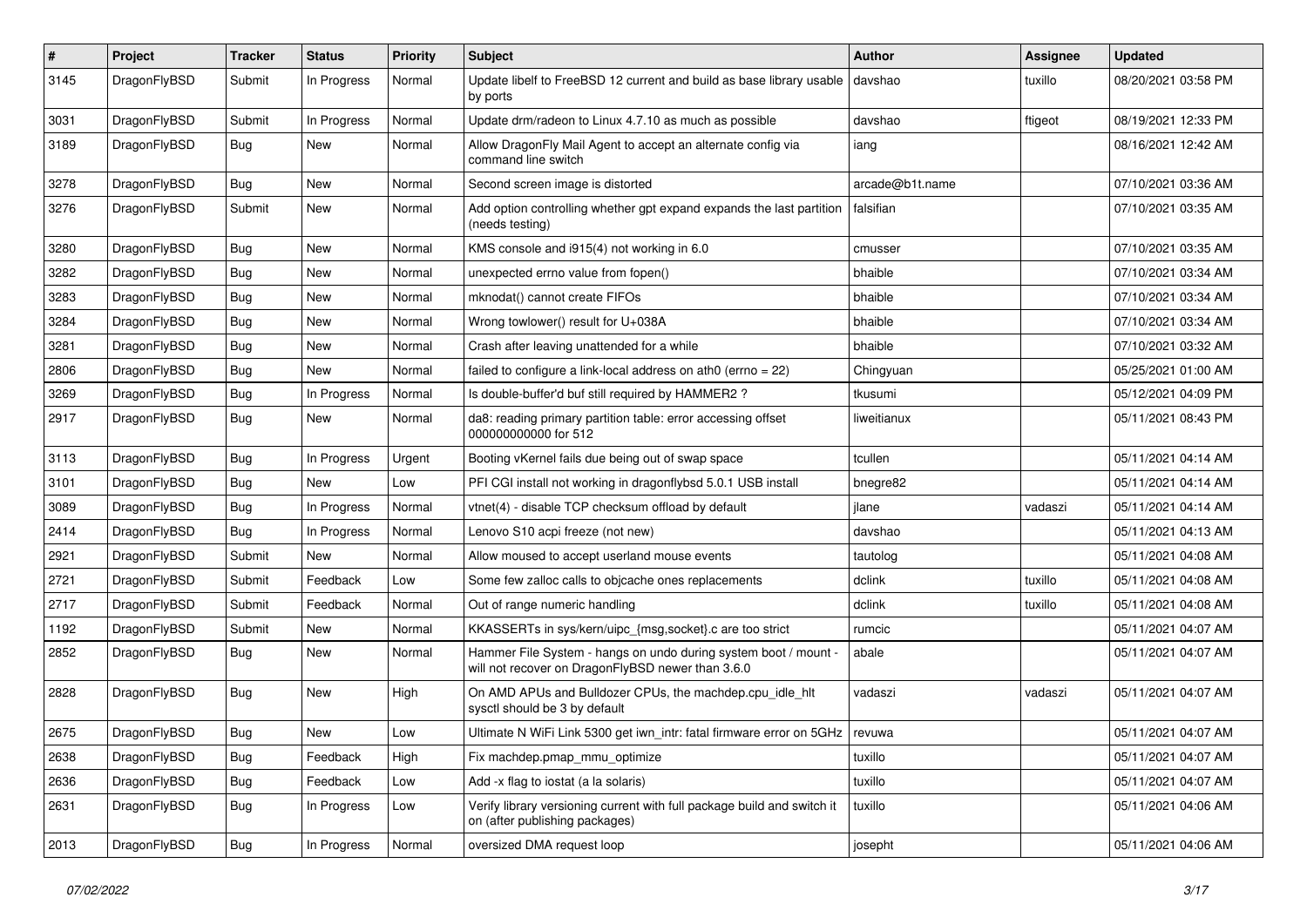| # | Project | Tracker | Status | Priority | Subject | Author | Assignee | Updated |
|---|---|---|---|---|---|---|---|---|
| 3145 | DragonFlyBSD | Submit | In Progress | Normal | Update libelf to FreeBSD 12 current and build as base library usable by ports | davshao | tuxillo | 08/20/2021 03:58 PM |
| 3031 | DragonFlyBSD | Submit | In Progress | Normal | Update drm/radeon to Linux 4.7.10 as much as possible | davshao | ftigeot | 08/19/2021 12:33 PM |
| 3189 | DragonFlyBSD | Bug | New | Normal | Allow DragonFly Mail Agent to accept an alternate config via command line switch | iang | | 08/16/2021 12:42 AM |
| 3278 | DragonFlyBSD | Bug | New | Normal | Second screen image is distorted | arcade@b1t.name | | 07/10/2021 03:36 AM |
| 3276 | DragonFlyBSD | Submit | New | Normal | Add option controlling whether gpt expand expands the last partition (needs testing) | falsifian | | 07/10/2021 03:35 AM |
| 3280 | DragonFlyBSD | Bug | New | Normal | KMS console and i915(4) not working in 6.0 | cmusser | | 07/10/2021 03:35 AM |
| 3282 | DragonFlyBSD | Bug | New | Normal | unexpected errno value from fopen() | bhaible | | 07/10/2021 03:34 AM |
| 3283 | DragonFlyBSD | Bug | New | Normal | mknodat() cannot create FIFOs | bhaible | | 07/10/2021 03:34 AM |
| 3284 | DragonFlyBSD | Bug | New | Normal | Wrong towlower() result for U+038A | bhaible | | 07/10/2021 03:34 AM |
| 3281 | DragonFlyBSD | Bug | New | Normal | Crash after leaving unattended for a while | bhaible | | 07/10/2021 03:32 AM |
| 2806 | DragonFlyBSD | Bug | New | Normal | failed to configure a link-local address on ath0 (errno = 22) | Chingyuan | | 05/25/2021 01:00 AM |
| 3269 | DragonFlyBSD | Bug | In Progress | Normal | Is double-buffer'd buf still required by HAMMER2 ? | tkusumi | | 05/12/2021 04:09 PM |
| 2917 | DragonFlyBSD | Bug | New | Normal | da8: reading primary partition table: error accessing offset 000000000000 for 512 | liweitianux | | 05/11/2021 08:43 PM |
| 3113 | DragonFlyBSD | Bug | In Progress | Urgent | Booting vKernel fails due being out of swap space | tcullen | | 05/11/2021 04:14 AM |
| 3101 | DragonFlyBSD | Bug | New | Low | PFI CGI install not working in dragonflybsd 5.0.1 USB install | bnegre82 | | 05/11/2021 04:14 AM |
| 3089 | DragonFlyBSD | Bug | In Progress | Normal | vtnet(4) - disable TCP checksum offload by default | jlane | vadaszi | 05/11/2021 04:14 AM |
| 2414 | DragonFlyBSD | Bug | In Progress | Normal | Lenovo S10 acpi freeze (not new) | davshao | | 05/11/2021 04:13 AM |
| 2921 | DragonFlyBSD | Submit | New | Normal | Allow moused to accept userland mouse events | tautolog | | 05/11/2021 04:08 AM |
| 2721 | DragonFlyBSD | Submit | Feedback | Low | Some few zalloc calls to objcache ones replacements | dclink | tuxillo | 05/11/2021 04:08 AM |
| 2717 | DragonFlyBSD | Submit | Feedback | Normal | Out of range numeric handling | dclink | tuxillo | 05/11/2021 04:08 AM |
| 1192 | DragonFlyBSD | Submit | New | Normal | KKASSERTs in sys/kern/uipc_{msg,socket}.c are too strict | rumcic | | 05/11/2021 04:07 AM |
| 2852 | DragonFlyBSD | Bug | New | Normal | Hammer File System - hangs on undo during system boot / mount - will not recover on DragonFlyBSD newer than 3.6.0 | abale | | 05/11/2021 04:07 AM |
| 2828 | DragonFlyBSD | Bug | New | High | On AMD APUs and Bulldozer CPUs, the machdep.cpu_idle_hlt sysctl should be 3 by default | vadaszi | vadaszi | 05/11/2021 04:07 AM |
| 2675 | DragonFlyBSD | Bug | New | Low | Ultimate N WiFi Link 5300 get iwn_intr: fatal firmware error on 5GHz | revuwa | | 05/11/2021 04:07 AM |
| 2638 | DragonFlyBSD | Bug | Feedback | High | Fix machdep.pmap_mmu_optimize | tuxillo | | 05/11/2021 04:07 AM |
| 2636 | DragonFlyBSD | Bug | Feedback | Low | Add -x flag to iostat (a la solaris) | tuxillo | | 05/11/2021 04:07 AM |
| 2631 | DragonFlyBSD | Bug | In Progress | Low | Verify library versioning current with full package build and switch it on (after publishing packages) | tuxillo | | 05/11/2021 04:06 AM |
| 2013 | DragonFlyBSD | Bug | In Progress | Normal | oversized DMA request loop | josepht | | 05/11/2021 04:06 AM |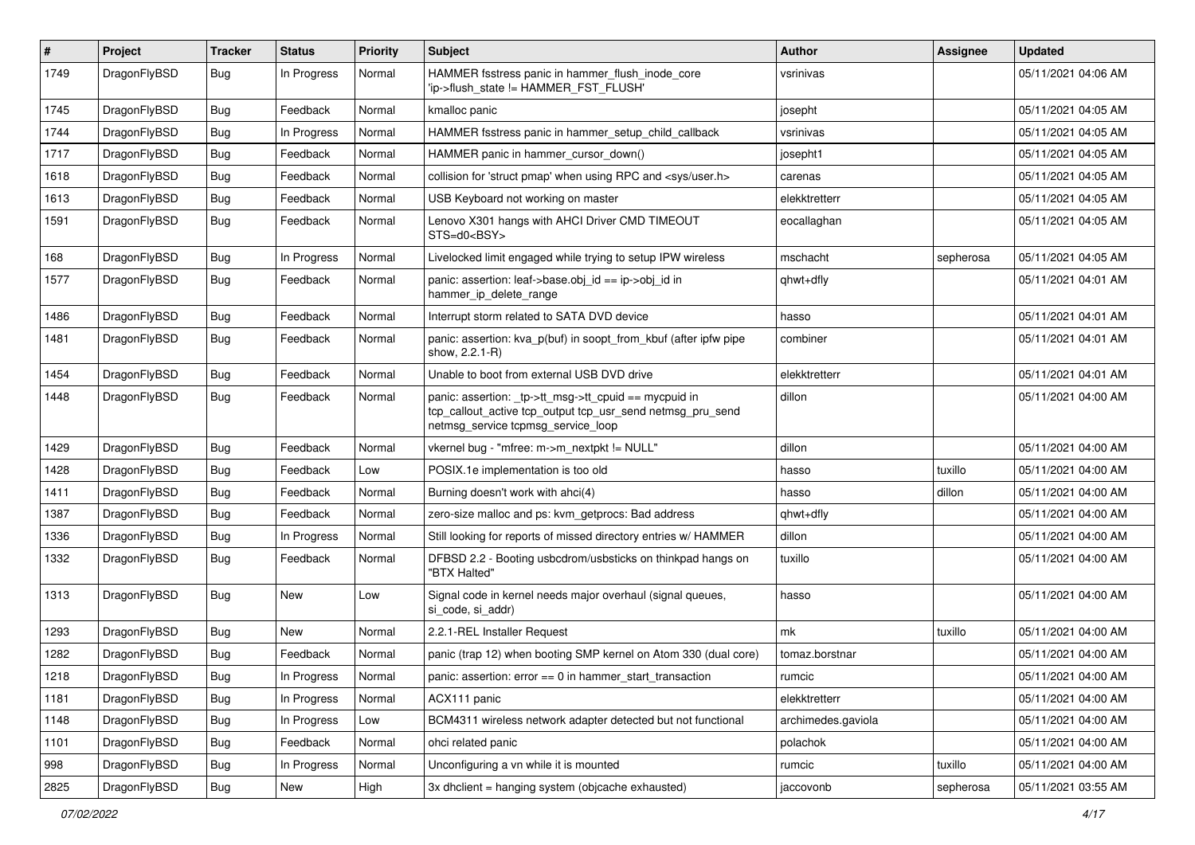| # | Project | Tracker | Status | Priority | Subject | Author | Assignee | Updated |
|---|---|---|---|---|---|---|---|---|
| 1749 | DragonFlyBSD | Bug | In Progress | Normal | HAMMER fsstress panic in hammer_flush_inode_core 'ip->flush_state != HAMMER_FST_FLUSH' | vsrinivas | | 05/11/2021 04:06 AM |
| 1745 | DragonFlyBSD | Bug | Feedback | Normal | kmalloc panic | josepht | | 05/11/2021 04:05 AM |
| 1744 | DragonFlyBSD | Bug | In Progress | Normal | HAMMER fsstress panic in hammer_setup_child_callback | vsrinivas | | 05/11/2021 04:05 AM |
| 1717 | DragonFlyBSD | Bug | Feedback | Normal | HAMMER panic in hammer_cursor_down() | josepht1 | | 05/11/2021 04:05 AM |
| 1618 | DragonFlyBSD | Bug | Feedback | Normal | collision for 'struct pmap' when using RPC and <sys/user.h> | carenas | | 05/11/2021 04:05 AM |
| 1613 | DragonFlyBSD | Bug | Feedback | Normal | USB Keyboard not working on master | elekktretterr | | 05/11/2021 04:05 AM |
| 1591 | DragonFlyBSD | Bug | Feedback | Normal | Lenovo X301 hangs with AHCI Driver CMD TIMEOUT STS=d0<BSY> | eocallaghan | | 05/11/2021 04:05 AM |
| 168 | DragonFlyBSD | Bug | In Progress | Normal | Livelocked limit engaged while trying to setup IPW wireless | mschacht | sepherosa | 05/11/2021 04:05 AM |
| 1577 | DragonFlyBSD | Bug | Feedback | Normal | panic: assertion: leaf->base.obj_id == ip->obj_id in hammer_ip_delete_range | qhwt+dfly | | 05/11/2021 04:01 AM |
| 1486 | DragonFlyBSD | Bug | Feedback | Normal | Interrupt storm related to SATA DVD device | hasso | | 05/11/2021 04:01 AM |
| 1481 | DragonFlyBSD | Bug | Feedback | Normal | panic: assertion: kva_p(buf) in soopt_from_kbuf (after ipfw pipe show, 2.2.1-R) | combiner | | 05/11/2021 04:01 AM |
| 1454 | DragonFlyBSD | Bug | Feedback | Normal | Unable to boot from external USB DVD drive | elekktretterr | | 05/11/2021 04:01 AM |
| 1448 | DragonFlyBSD | Bug | Feedback | Normal | panic: assertion: _tp->tt_msg->tt_cpuid == mycpuid in tcp_callout_active tcp_output tcp_usr_send netmsg_pru_send netmsg_service tcpmsg_service_loop | dillon | | 05/11/2021 04:00 AM |
| 1429 | DragonFlyBSD | Bug | Feedback | Normal | vkernel bug - "mfree: m->m_nextpkt != NULL" | dillon | | 05/11/2021 04:00 AM |
| 1428 | DragonFlyBSD | Bug | Feedback | Low | POSIX.1e implementation is too old | hasso | tuxillo | 05/11/2021 04:00 AM |
| 1411 | DragonFlyBSD | Bug | Feedback | Normal | Burning doesn't work with ahci(4) | hasso | dillon | 05/11/2021 04:00 AM |
| 1387 | DragonFlyBSD | Bug | Feedback | Normal | zero-size malloc and ps: kvm_getprocs: Bad address | qhwt+dfly | | 05/11/2021 04:00 AM |
| 1336 | DragonFlyBSD | Bug | In Progress | Normal | Still looking for reports of missed directory entries w/ HAMMER | dillon | | 05/11/2021 04:00 AM |
| 1332 | DragonFlyBSD | Bug | Feedback | Normal | DFBSD 2.2 - Booting usbcdrom/usbsticks on thinkpad hangs on "BTX Halted" | tuxillo | | 05/11/2021 04:00 AM |
| 1313 | DragonFlyBSD | Bug | New | Low | Signal code in kernel needs major overhaul (signal queues, si_code, si_addr) | hasso | | 05/11/2021 04:00 AM |
| 1293 | DragonFlyBSD | Bug | New | Normal | 2.2.1-REL Installer Request | mk | tuxillo | 05/11/2021 04:00 AM |
| 1282 | DragonFlyBSD | Bug | Feedback | Normal | panic (trap 12) when booting SMP kernel on Atom 330 (dual core) | tomaz.borstnar | | 05/11/2021 04:00 AM |
| 1218 | DragonFlyBSD | Bug | In Progress | Normal | panic: assertion: error == 0 in hammer_start_transaction | rumcic | | 05/11/2021 04:00 AM |
| 1181 | DragonFlyBSD | Bug | In Progress | Normal | ACX111 panic | elekktretterr | | 05/11/2021 04:00 AM |
| 1148 | DragonFlyBSD | Bug | In Progress | Low | BCM4311 wireless network adapter detected but not functional | archimedes.gaviola | | 05/11/2021 04:00 AM |
| 1101 | DragonFlyBSD | Bug | Feedback | Normal | ohci related panic | polachok | | 05/11/2021 04:00 AM |
| 998 | DragonFlyBSD | Bug | In Progress | Normal | Unconfiguring a vn while it is mounted | rumcic | tuxillo | 05/11/2021 04:00 AM |
| 2825 | DragonFlyBSD | Bug | New | High | 3x dhclient = hanging system (objcache exhausted) | jaccovonb | sepherosa | 05/11/2021 03:55 AM |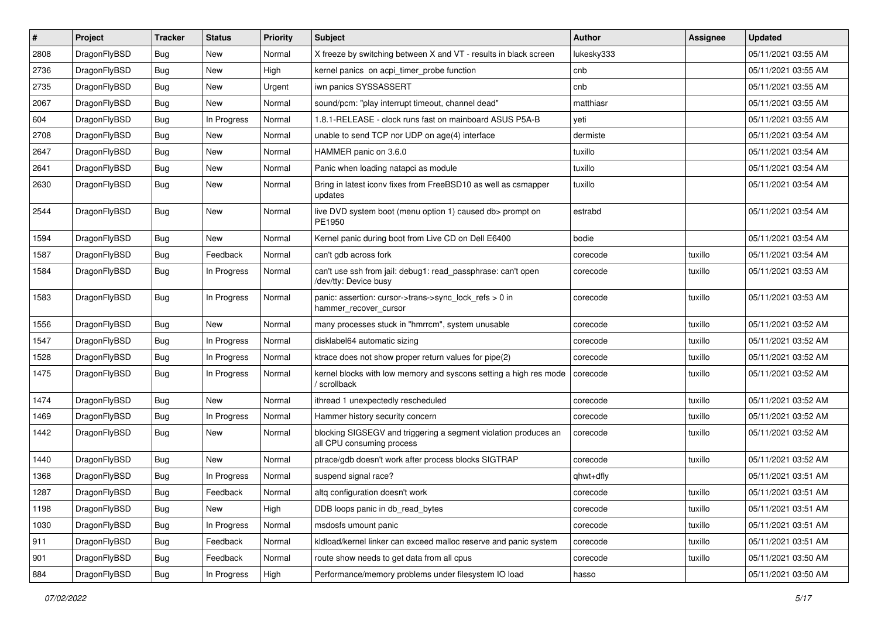| # | Project | Tracker | Status | Priority | Subject | Author | Assignee | Updated |
|---|---|---|---|---|---|---|---|---|
| 2808 | DragonFlyBSD | Bug | New | Normal | X freeze by switching between X and VT - results in black screen | lukesky333 | | 05/11/2021 03:55 AM |
| 2736 | DragonFlyBSD | Bug | New | High | kernel panics on acpi_timer_probe function | cnb | | 05/11/2021 03:55 AM |
| 2735 | DragonFlyBSD | Bug | New | Urgent | iwn panics SYSSASSERT | cnb | | 05/11/2021 03:55 AM |
| 2067 | DragonFlyBSD | Bug | New | Normal | sound/pcm: "play interrupt timeout, channel dead" | matthiasr | | 05/11/2021 03:55 AM |
| 604 | DragonFlyBSD | Bug | In Progress | Normal | 1.8.1-RELEASE - clock runs fast on mainboard ASUS P5A-B | yeti | | 05/11/2021 03:55 AM |
| 2708 | DragonFlyBSD | Bug | New | Normal | unable to send TCP nor UDP on age(4) interface | dermiste | | 05/11/2021 03:54 AM |
| 2647 | DragonFlyBSD | Bug | New | Normal | HAMMER panic on 3.6.0 | tuxillo | | 05/11/2021 03:54 AM |
| 2641 | DragonFlyBSD | Bug | New | Normal | Panic when loading natapci as module | tuxillo | | 05/11/2021 03:54 AM |
| 2630 | DragonFlyBSD | Bug | New | Normal | Bring in latest iconv fixes from FreeBSD10 as well as csmapper updates | tuxillo | | 05/11/2021 03:54 AM |
| 2544 | DragonFlyBSD | Bug | New | Normal | live DVD system boot (menu option 1) caused db> prompt on PE1950 | estrabd | | 05/11/2021 03:54 AM |
| 1594 | DragonFlyBSD | Bug | New | Normal | Kernel panic during boot from Live CD on Dell E6400 | bodie | | 05/11/2021 03:54 AM |
| 1587 | DragonFlyBSD | Bug | Feedback | Normal | can't gdb across fork | corecode | tuxillo | 05/11/2021 03:54 AM |
| 1584 | DragonFlyBSD | Bug | In Progress | Normal | can't use ssh from jail: debug1: read_passphrase: can't open /dev/tty: Device busy | corecode | tuxillo | 05/11/2021 03:53 AM |
| 1583 | DragonFlyBSD | Bug | In Progress | Normal | panic: assertion: cursor->trans->sync_lock_refs > 0 in hammer_recover_cursor | corecode | tuxillo | 05/11/2021 03:53 AM |
| 1556 | DragonFlyBSD | Bug | New | Normal | many processes stuck in "hmrrcm", system unusable | corecode | tuxillo | 05/11/2021 03:52 AM |
| 1547 | DragonFlyBSD | Bug | In Progress | Normal | disklabel64 automatic sizing | corecode | tuxillo | 05/11/2021 03:52 AM |
| 1528 | DragonFlyBSD | Bug | In Progress | Normal | ktrace does not show proper return values for pipe(2) | corecode | tuxillo | 05/11/2021 03:52 AM |
| 1475 | DragonFlyBSD | Bug | In Progress | Normal | kernel blocks with low memory and syscons setting a high res mode / scrollback | corecode | tuxillo | 05/11/2021 03:52 AM |
| 1474 | DragonFlyBSD | Bug | New | Normal | ithread 1 unexpectedly rescheduled | corecode | tuxillo | 05/11/2021 03:52 AM |
| 1469 | DragonFlyBSD | Bug | In Progress | Normal | Hammer history security concern | corecode | tuxillo | 05/11/2021 03:52 AM |
| 1442 | DragonFlyBSD | Bug | New | Normal | blocking SIGSEGV and triggering a segment violation produces an all CPU consuming process | corecode | tuxillo | 05/11/2021 03:52 AM |
| 1440 | DragonFlyBSD | Bug | New | Normal | ptrace/gdb doesn't work after process blocks SIGTRAP | corecode | tuxillo | 05/11/2021 03:52 AM |
| 1368 | DragonFlyBSD | Bug | In Progress | Normal | suspend signal race? | qhwt+dfly | | 05/11/2021 03:51 AM |
| 1287 | DragonFlyBSD | Bug | Feedback | Normal | altq configuration doesn't work | corecode | tuxillo | 05/11/2021 03:51 AM |
| 1198 | DragonFlyBSD | Bug | New | High | DDB loops panic in db_read_bytes | corecode | tuxillo | 05/11/2021 03:51 AM |
| 1030 | DragonFlyBSD | Bug | In Progress | Normal | msdosfs umount panic | corecode | tuxillo | 05/11/2021 03:51 AM |
| 911 | DragonFlyBSD | Bug | Feedback | Normal | kldload/kernel linker can exceed malloc reserve and panic system | corecode | tuxillo | 05/11/2021 03:51 AM |
| 901 | DragonFlyBSD | Bug | Feedback | Normal | route show needs to get data from all cpus | corecode | tuxillo | 05/11/2021 03:50 AM |
| 884 | DragonFlyBSD | Bug | In Progress | High | Performance/memory problems under filesystem IO load | hasso | | 05/11/2021 03:50 AM |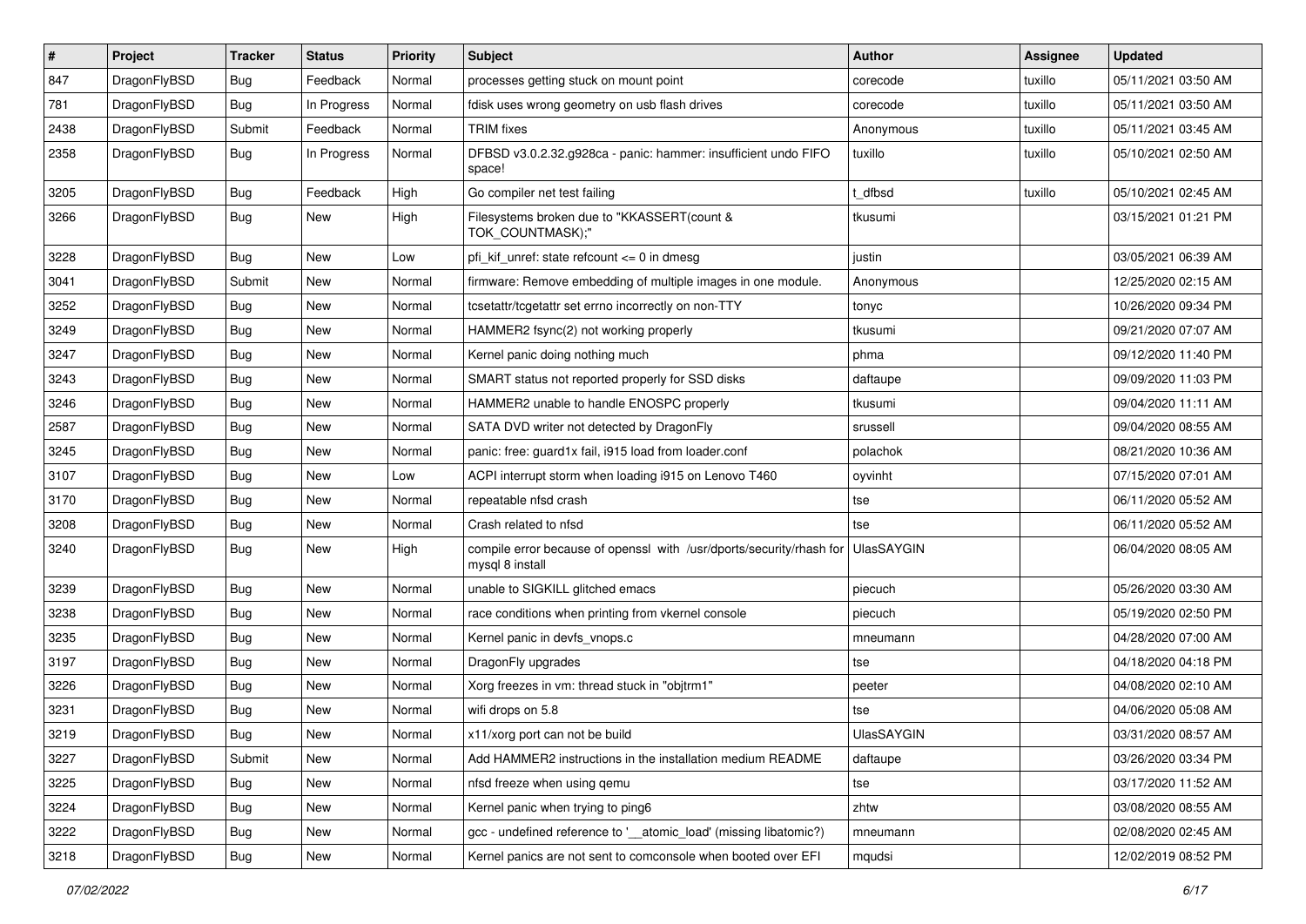| # | Project | Tracker | Status | Priority | Subject | Author | Assignee | Updated |
|---|---|---|---|---|---|---|---|---|
| 847 | DragonFlyBSD | Bug | Feedback | Normal | processes getting stuck on mount point | corecode | tuxillo | 05/11/2021 03:50 AM |
| 781 | DragonFlyBSD | Bug | In Progress | Normal | fdisk uses wrong geometry on usb flash drives | corecode | tuxillo | 05/11/2021 03:50 AM |
| 2438 | DragonFlyBSD | Submit | Feedback | Normal | TRIM fixes | Anonymous | tuxillo | 05/11/2021 03:45 AM |
| 2358 | DragonFlyBSD | Bug | In Progress | Normal | DFBSD v3.0.2.32.g928ca - panic: hammer: insufficient undo FIFO space! | tuxillo | tuxillo | 05/10/2021 02:50 AM |
| 3205 | DragonFlyBSD | Bug | Feedback | High | Go compiler net test failing | t_dfbsd | tuxillo | 05/10/2021 02:45 AM |
| 3266 | DragonFlyBSD | Bug | New | High | Filesystems broken due to "KKASSERT(count & TOK_COUNTMASK);" | tkusumi | | 03/15/2021 01:21 PM |
| 3228 | DragonFlyBSD | Bug | New | Low | pfi_kif_unref: state refcount <= 0 in dmesg | justin | | 03/05/2021 06:39 AM |
| 3041 | DragonFlyBSD | Submit | New | Normal | firmware: Remove embedding of multiple images in one module. | Anonymous | | 12/25/2020 02:15 AM |
| 3252 | DragonFlyBSD | Bug | New | Normal | tcsetattr/tcgetattr set errno incorrectly on non-TTY | tonyc | | 10/26/2020 09:34 PM |
| 3249 | DragonFlyBSD | Bug | New | Normal | HAMMER2 fsync(2) not working properly | tkusumi | | 09/21/2020 07:07 AM |
| 3247 | DragonFlyBSD | Bug | New | Normal | Kernel panic doing nothing much | phma | | 09/12/2020 11:40 PM |
| 3243 | DragonFlyBSD | Bug | New | Normal | SMART status not reported properly for SSD disks | daftaupe | | 09/09/2020 11:03 PM |
| 3246 | DragonFlyBSD | Bug | New | Normal | HAMMER2 unable to handle ENOSPC properly | tkusumi | | 09/04/2020 11:11 AM |
| 2587 | DragonFlyBSD | Bug | New | Normal | SATA DVD writer not detected by DragonFly | srussell | | 09/04/2020 08:55 AM |
| 3245 | DragonFlyBSD | Bug | New | Normal | panic: free: guard1x fail, i915 load from loader.conf | polachok | | 08/21/2020 10:36 AM |
| 3107 | DragonFlyBSD | Bug | New | Low | ACPI interrupt storm when loading i915 on Lenovo T460 | oyvinht | | 07/15/2020 07:01 AM |
| 3170 | DragonFlyBSD | Bug | New | Normal | repeatable nfsd crash | tse | | 06/11/2020 05:52 AM |
| 3208 | DragonFlyBSD | Bug | New | Normal | Crash related to nfsd | tse | | 06/11/2020 05:52 AM |
| 3240 | DragonFlyBSD | Bug | New | High | compile error because of openssl with /usr/dports/security/rhash for mysql 8 install | UlasSAYGIN | | 06/04/2020 08:05 AM |
| 3239 | DragonFlyBSD | Bug | New | Normal | unable to SIGKILL glitched emacs | piecuch | | 05/26/2020 03:30 AM |
| 3238 | DragonFlyBSD | Bug | New | Normal | race conditions when printing from vkernel console | piecuch | | 05/19/2020 02:50 PM |
| 3235 | DragonFlyBSD | Bug | New | Normal | Kernel panic in devfs_vnops.c | mneumann | | 04/28/2020 07:00 AM |
| 3197 | DragonFlyBSD | Bug | New | Normal | DragonFly upgrades | tse | | 04/18/2020 04:18 PM |
| 3226 | DragonFlyBSD | Bug | New | Normal | Xorg freezes in vm: thread stuck in "objtrm1" | peeter | | 04/08/2020 02:10 AM |
| 3231 | DragonFlyBSD | Bug | New | Normal | wifi drops on 5.8 | tse | | 04/06/2020 05:08 AM |
| 3219 | DragonFlyBSD | Bug | New | Normal | x11/xorg port can not be build | UlasSAYGIN | | 03/31/2020 08:57 AM |
| 3227 | DragonFlyBSD | Submit | New | Normal | Add HAMMER2 instructions in the installation medium README | daftaupe | | 03/26/2020 03:34 PM |
| 3225 | DragonFlyBSD | Bug | New | Normal | nfsd freeze when using qemu | tse | | 03/17/2020 11:52 AM |
| 3224 | DragonFlyBSD | Bug | New | Normal | Kernel panic when trying to ping6 | zhtw | | 03/08/2020 08:55 AM |
| 3222 | DragonFlyBSD | Bug | New | Normal | gcc - undefined reference to '__atomic_load' (missing libatomic?) | mneumann | | 02/08/2020 02:45 AM |
| 3218 | DragonFlyBSD | Bug | New | Normal | Kernel panics are not sent to comconsole when booted over EFI | mqudsi | | 12/02/2019 08:52 PM |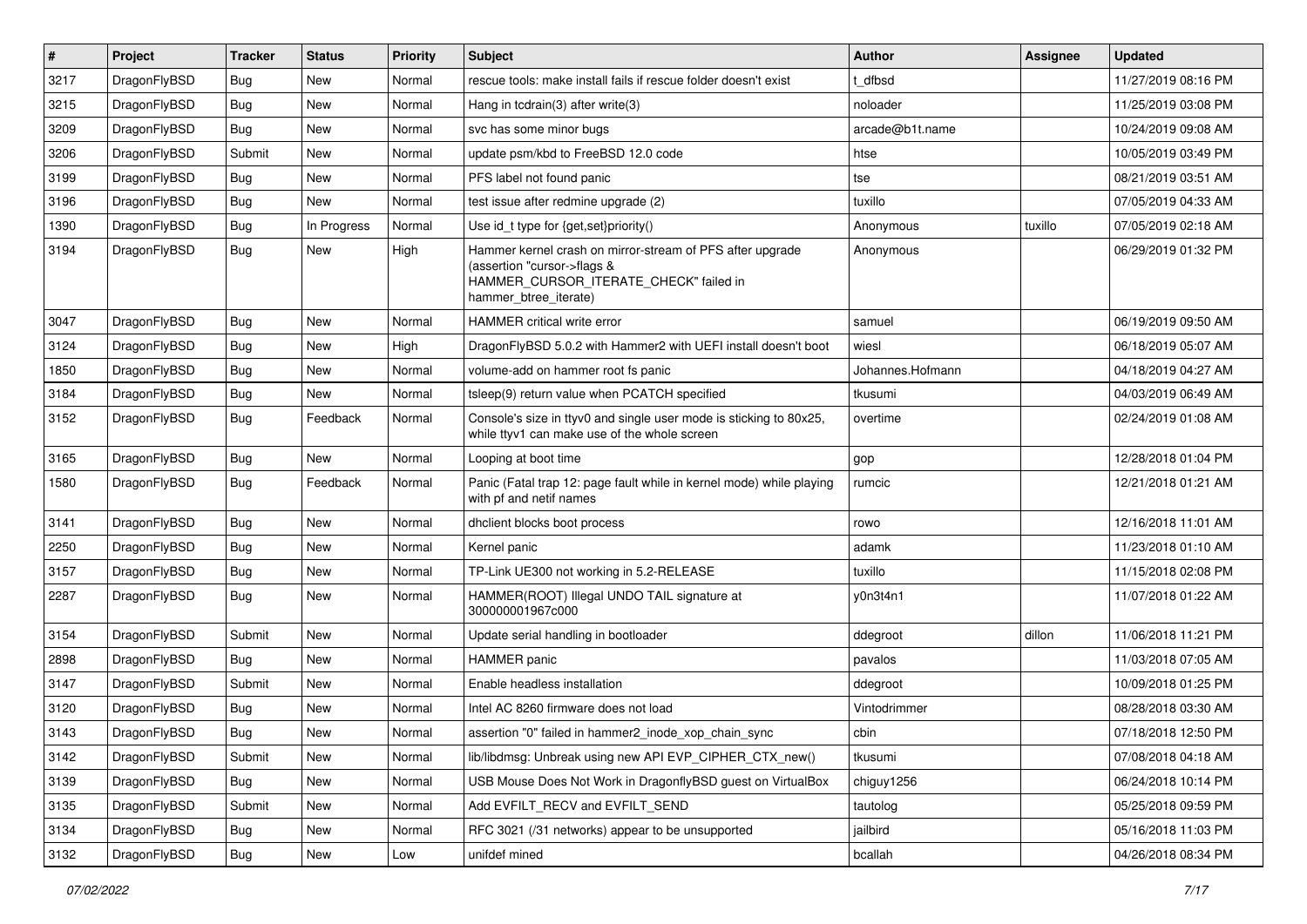| # | Project | Tracker | Status | Priority | Subject | Author | Assignee | Updated |
|---|---|---|---|---|---|---|---|---|
| 3217 | DragonFlyBSD | Bug | New | Normal | rescue tools: make install fails if rescue folder doesn't exist | t_dfbsd | | 11/27/2019 08:16 PM |
| 3215 | DragonFlyBSD | Bug | New | Normal | Hang in tcdrain(3) after write(3) | noloader | | 11/25/2019 03:08 PM |
| 3209 | DragonFlyBSD | Bug | New | Normal | svc has some minor bugs | arcade@b1t.name | | 10/24/2019 09:08 AM |
| 3206 | DragonFlyBSD | Submit | New | Normal | update psm/kbd to FreeBSD 12.0 code | htse | | 10/05/2019 03:49 PM |
| 3199 | DragonFlyBSD | Bug | New | Normal | PFS label not found panic | tse | | 08/21/2019 03:51 AM |
| 3196 | DragonFlyBSD | Bug | New | Normal | test issue after redmine upgrade (2) | tuxillo | | 07/05/2019 04:33 AM |
| 1390 | DragonFlyBSD | Bug | In Progress | Normal | Use id_t type for {get,set}priority() | Anonymous | tuxillo | 07/05/2019 02:18 AM |
| 3194 | DragonFlyBSD | Bug | New | High | Hammer kernel crash on mirror-stream of PFS after upgrade (assertion "cursor->flags & HAMMER_CURSOR_ITERATE_CHECK" failed in hammer_btree_iterate) | Anonymous | | 06/29/2019 01:32 PM |
| 3047 | DragonFlyBSD | Bug | New | Normal | HAMMER critical write error | samuel | | 06/19/2019 09:50 AM |
| 3124 | DragonFlyBSD | Bug | New | High | DragonFlyBSD 5.0.2 with Hammer2 with UEFI install doesn't boot | wiesl | | 06/18/2019 05:07 AM |
| 1850 | DragonFlyBSD | Bug | New | Normal | volume-add on hammer root fs panic | Johannes.Hofmann | | 04/18/2019 04:27 AM |
| 3184 | DragonFlyBSD | Bug | New | Normal | tsleep(9) return value when PCATCH specified | tkusumi | | 04/03/2019 06:49 AM |
| 3152 | DragonFlyBSD | Bug | Feedback | Normal | Console's size in ttyv0 and single user mode is sticking to 80x25, while ttyv1 can make use of the whole screen | overtime | | 02/24/2019 01:08 AM |
| 3165 | DragonFlyBSD | Bug | New | Normal | Looping at boot time | gop | | 12/28/2018 01:04 PM |
| 1580 | DragonFlyBSD | Bug | Feedback | Normal | Panic (Fatal trap 12: page fault while in kernel mode) while playing with pf and netif names | rumcic | | 12/21/2018 01:21 AM |
| 3141 | DragonFlyBSD | Bug | New | Normal | dhclient blocks boot process | rowo | | 12/16/2018 11:01 AM |
| 2250 | DragonFlyBSD | Bug | New | Normal | Kernel panic | adamk | | 11/23/2018 01:10 AM |
| 3157 | DragonFlyBSD | Bug | New | Normal | TP-Link UE300 not working in 5.2-RELEASE | tuxillo | | 11/15/2018 02:08 PM |
| 2287 | DragonFlyBSD | Bug | New | Normal | HAMMER(ROOT) Illegal UNDO TAIL signature at 300000001967c000 | y0n3t4n1 | | 11/07/2018 01:22 AM |
| 3154 | DragonFlyBSD | Submit | New | Normal | Update serial handling in bootloader | ddegroot | dillon | 11/06/2018 11:21 PM |
| 2898 | DragonFlyBSD | Bug | New | Normal | HAMMER panic | pavalos | | 11/03/2018 07:05 AM |
| 3147 | DragonFlyBSD | Submit | New | Normal | Enable headless installation | ddegroot | | 10/09/2018 01:25 PM |
| 3120 | DragonFlyBSD | Bug | New | Normal | Intel AC 8260 firmware does not load | Vintodrimmer | | 08/28/2018 03:30 AM |
| 3143 | DragonFlyBSD | Bug | New | Normal | assertion "0" failed in hammer2_inode_xop_chain_sync | cbin | | 07/18/2018 12:50 PM |
| 3142 | DragonFlyBSD | Submit | New | Normal | lib/libdmsg: Unbreak using new API EVP_CIPHER_CTX_new() | tkusumi | | 07/08/2018 04:18 AM |
| 3139 | DragonFlyBSD | Bug | New | Normal | USB Mouse Does Not Work in DragonflyBSD guest on VirtualBox | chiguy1256 | | 06/24/2018 10:14 PM |
| 3135 | DragonFlyBSD | Submit | New | Normal | Add EVFILT_RECV and EVFILT_SEND | tautolog | | 05/25/2018 09:59 PM |
| 3134 | DragonFlyBSD | Bug | New | Normal | RFC 3021 (/31 networks) appear to be unsupported | jailbird | | 05/16/2018 11:03 PM |
| 3132 | DragonFlyBSD | Bug | New | Low | unifdef mined | bcallah | | 04/26/2018 08:34 PM |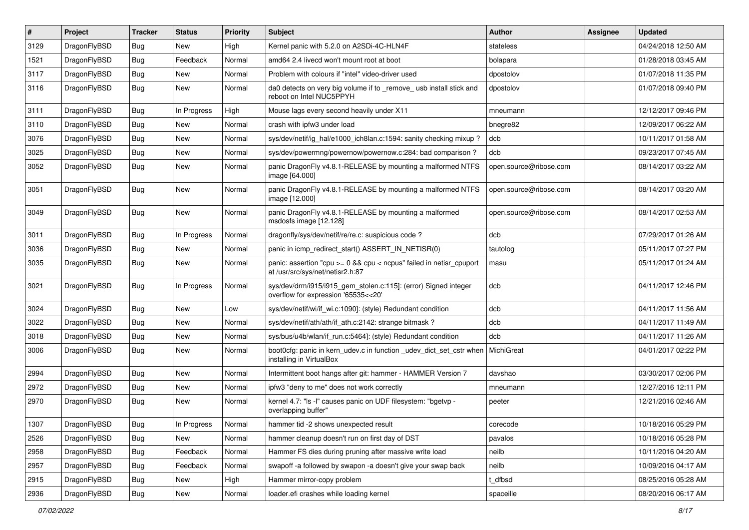| # | Project | Tracker | Status | Priority | Subject | Author | Assignee | Updated |
|---|---|---|---|---|---|---|---|---|
| 3129 | DragonFlyBSD | Bug | New | High | Kernel panic with 5.2.0 on A2SDi-4C-HLN4F | stateless | | 04/24/2018 12:50 AM |
| 1521 | DragonFlyBSD | Bug | Feedback | Normal | amd64 2.4 livecd won't mount root at boot | bolapara | | 01/28/2018 03:45 AM |
| 3117 | DragonFlyBSD | Bug | New | Normal | Problem with colours if "intel" video-driver used | dpostolov | | 01/07/2018 11:35 PM |
| 3116 | DragonFlyBSD | Bug | New | Normal | da0 detects on very big volume if to _remove_ usb install stick and reboot on Intel NUC5PPYH | dpostolov | | 01/07/2018 09:40 PM |
| 3111 | DragonFlyBSD | Bug | In Progress | High | Mouse lags every second heavily under X11 | mneumann | | 12/12/2017 09:46 PM |
| 3110 | DragonFlyBSD | Bug | New | Normal | crash with ipfw3 under load | bnegre82 | | 12/09/2017 06:22 AM |
| 3076 | DragonFlyBSD | Bug | New | Normal | sys/dev/netif/ig_hal/e1000_ich8lan.c:1594: sanity checking mixup ? | dcb | | 10/11/2017 01:58 AM |
| 3025 | DragonFlyBSD | Bug | New | Normal | sys/dev/powermng/powernow/powernow.c:284: bad comparison ? | dcb | | 09/23/2017 07:45 AM |
| 3052 | DragonFlyBSD | Bug | New | Normal | panic DragonFly v4.8.1-RELEASE by mounting a malformed NTFS image [64.000] | open.source@ribose.com | | 08/14/2017 03:22 AM |
| 3051 | DragonFlyBSD | Bug | New | Normal | panic DragonFly v4.8.1-RELEASE by mounting a malformed NTFS image [12.000] | open.source@ribose.com | | 08/14/2017 03:20 AM |
| 3049 | DragonFlyBSD | Bug | New | Normal | panic DragonFly v4.8.1-RELEASE by mounting a malformed msdosfs image [12.128] | open.source@ribose.com | | 08/14/2017 02:53 AM |
| 3011 | DragonFlyBSD | Bug | In Progress | Normal | dragonfly/sys/dev/netif/re/re.c: suspicious code ? | dcb | | 07/29/2017 01:26 AM |
| 3036 | DragonFlyBSD | Bug | New | Normal | panic in icmp_redirect_start() ASSERT_IN_NETISR(0) | tautolog | | 05/11/2017 07:27 PM |
| 3035 | DragonFlyBSD | Bug | New | Normal | panic: assertion "cpu >= 0 && cpu < ncpus" failed in netisr_cpuport at /usr/src/sys/net/netisr2.h:87 | masu | | 05/11/2017 01:24 AM |
| 3021 | DragonFlyBSD | Bug | In Progress | Normal | sys/dev/drm/i915/i915_gem_stolen.c:115]: (error) Signed integer overflow for expression '65535<<20' | dcb | | 04/11/2017 12:46 PM |
| 3024 | DragonFlyBSD | Bug | New | Low | sys/dev/netif/wi/if_wi.c:1090]: (style) Redundant condition | dcb | | 04/11/2017 11:56 AM |
| 3022 | DragonFlyBSD | Bug | New | Normal | sys/dev/netif/ath/ath/if_ath.c:2142: strange bitmask ? | dcb | | 04/11/2017 11:49 AM |
| 3018 | DragonFlyBSD | Bug | New | Normal | sys/bus/u4b/wlan/if_run.c:5464]: (style) Redundant condition | dcb | | 04/11/2017 11:26 AM |
| 3006 | DragonFlyBSD | Bug | New | Normal | boot0cfg: panic in kern_udev.c in function _udev_dict_set_cstr when installing in VirtualBox | MichiGreat | | 04/01/2017 02:22 PM |
| 2994 | DragonFlyBSD | Bug | New | Normal | Intermittent boot hangs after git: hammer - HAMMER Version 7 | davshao | | 03/30/2017 02:06 PM |
| 2972 | DragonFlyBSD | Bug | New | Normal | ipfw3 "deny to me" does not work correctly | mneumann | | 12/27/2016 12:11 PM |
| 2970 | DragonFlyBSD | Bug | New | Normal | kernel 4.7: "ls -l" causes panic on UDF filesystem: "bgetvp - overlapping buffer" | peeter | | 12/21/2016 02:46 AM |
| 1307 | DragonFlyBSD | Bug | In Progress | Normal | hammer tid -2 shows unexpected result | corecode | | 10/18/2016 05:29 PM |
| 2526 | DragonFlyBSD | Bug | New | Normal | hammer cleanup doesn't run on first day of DST | pavalos | | 10/18/2016 05:28 PM |
| 2958 | DragonFlyBSD | Bug | Feedback | Normal | Hammer FS dies during pruning after massive write load | neilb | | 10/11/2016 04:20 AM |
| 2957 | DragonFlyBSD | Bug | Feedback | Normal | swapoff -a followed by swapon -a doesn't give your swap back | neilb | | 10/09/2016 04:17 AM |
| 2915 | DragonFlyBSD | Bug | New | High | Hammer mirror-copy problem | t_dfbsd | | 08/25/2016 05:28 AM |
| 2936 | DragonFlyBSD | Bug | New | Normal | loader.efi crashes while loading kernel | spaceille | | 08/20/2016 06:17 AM |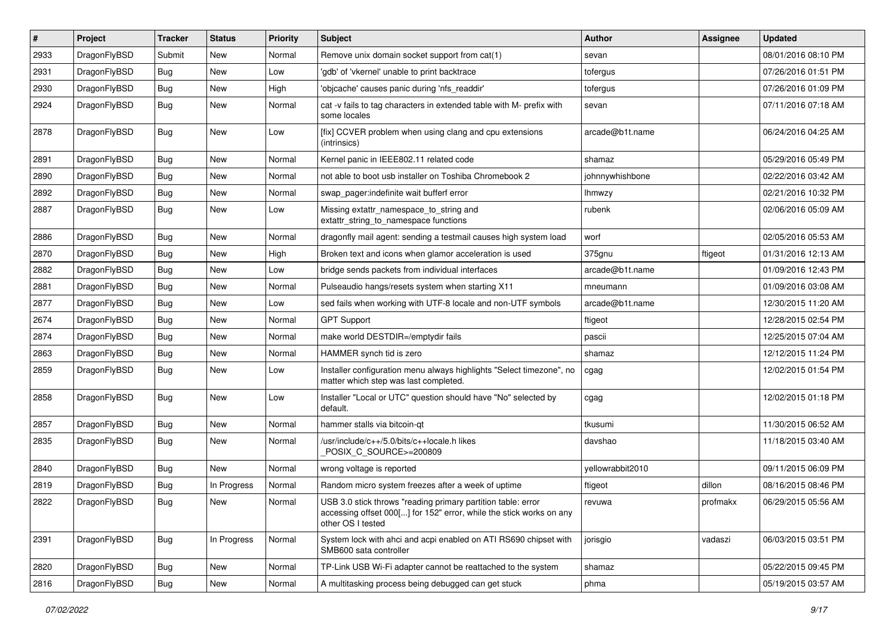| # | Project | Tracker | Status | Priority | Subject | Author | Assignee | Updated |
|---|---|---|---|---|---|---|---|---|
| 2933 | DragonFlyBSD | Submit | New | Normal | Remove unix domain socket support from cat(1) | sevan | | 08/01/2016 08:10 PM |
| 2931 | DragonFlyBSD | Bug | New | Low | 'gdb' of 'vkernel' unable to print backtrace | tofergus | | 07/26/2016 01:51 PM |
| 2930 | DragonFlyBSD | Bug | New | High | 'objcache' causes panic during 'nfs_readdir' | tofergus | | 07/26/2016 01:09 PM |
| 2924 | DragonFlyBSD | Bug | New | Normal | cat -v fails to tag characters in extended table with M- prefix with some locales | sevan | | 07/11/2016 07:18 AM |
| 2878 | DragonFlyBSD | Bug | New | Low | [fix] CCVER problem when using clang and cpu extensions (intrinsics) | arcade@b1t.name | | 06/24/2016 04:25 AM |
| 2891 | DragonFlyBSD | Bug | New | Normal | Kernel panic in IEEE802.11 related code | shamaz | | 05/29/2016 05:49 PM |
| 2890 | DragonFlyBSD | Bug | New | Normal | not able to boot usb installer on Toshiba Chromebook 2 | johnnywhishbone | | 02/22/2016 03:42 AM |
| 2892 | DragonFlyBSD | Bug | New | Normal | swap_pager:indefinite wait bufferf error | lhmwzy | | 02/21/2016 10:32 PM |
| 2887 | DragonFlyBSD | Bug | New | Low | Missing extattr_namespace_to_string and extattr_string_to_namespace functions | rubenk | | 02/06/2016 05:09 AM |
| 2886 | DragonFlyBSD | Bug | New | Normal | dragonfly mail agent: sending a testmail causes high system load | worf | | 02/05/2016 05:53 AM |
| 2870 | DragonFlyBSD | Bug | New | High | Broken text and icons when glamor acceleration is used | 375gnu | ftigeot | 01/31/2016 12:13 AM |
| 2882 | DragonFlyBSD | Bug | New | Low | bridge sends packets from individual interfaces | arcade@b1t.name | | 01/09/2016 12:43 PM |
| 2881 | DragonFlyBSD | Bug | New | Normal | Pulseaudio hangs/resets system when starting X11 | mneumann | | 01/09/2016 03:08 AM |
| 2877 | DragonFlyBSD | Bug | New | Low | sed fails when working with UTF-8 locale and non-UTF symbols | arcade@b1t.name | | 12/30/2015 11:20 AM |
| 2674 | DragonFlyBSD | Bug | New | Normal | GPT Support | ftigeot | | 12/28/2015 02:54 PM |
| 2874 | DragonFlyBSD | Bug | New | Normal | make world DESTDIR=/emptydir fails | pascii | | 12/25/2015 07:04 AM |
| 2863 | DragonFlyBSD | Bug | New | Normal | HAMMER synch tid is zero | shamaz | | 12/12/2015 11:24 PM |
| 2859 | DragonFlyBSD | Bug | New | Low | Installer configuration menu always highlights "Select timezone", no matter which step was last completed. | cgag | | 12/02/2015 01:54 PM |
| 2858 | DragonFlyBSD | Bug | New | Low | Installer "Local or UTC" question should have "No" selected by default. | cgag | | 12/02/2015 01:18 PM |
| 2857 | DragonFlyBSD | Bug | New | Normal | hammer stalls via bitcoin-qt | tkusumi | | 11/30/2015 06:52 AM |
| 2835 | DragonFlyBSD | Bug | New | Normal | /usr/include/c++/5.0/bits/c++locale.h likes _POSIX_C_SOURCE>=200809 | davshao | | 11/18/2015 03:40 AM |
| 2840 | DragonFlyBSD | Bug | New | Normal | wrong voltage is reported | yellowrabbit2010 | | 09/11/2015 06:09 PM |
| 2819 | DragonFlyBSD | Bug | In Progress | Normal | Random micro system freezes after a week of uptime | ftigeot | dillon | 08/16/2015 08:46 PM |
| 2822 | DragonFlyBSD | Bug | New | Normal | USB 3.0 stick throws "reading primary partition table: error accessing offset 000[...] for 152" error, while the stick works on any other OS I tested | revuwa | profmakx | 06/29/2015 05:56 AM |
| 2391 | DragonFlyBSD | Bug | In Progress | Normal | System lock with ahci and acpi enabled on ATI RS690 chipset with SMB600 sata controller | jorisgio | vadaszi | 06/03/2015 03:51 PM |
| 2820 | DragonFlyBSD | Bug | New | Normal | TP-Link USB Wi-Fi adapter cannot be reattached to the system | shamaz | | 05/22/2015 09:45 PM |
| 2816 | DragonFlyBSD | Bug | New | Normal | A multitasking process being debugged can get stuck | phma | | 05/19/2015 03:57 AM |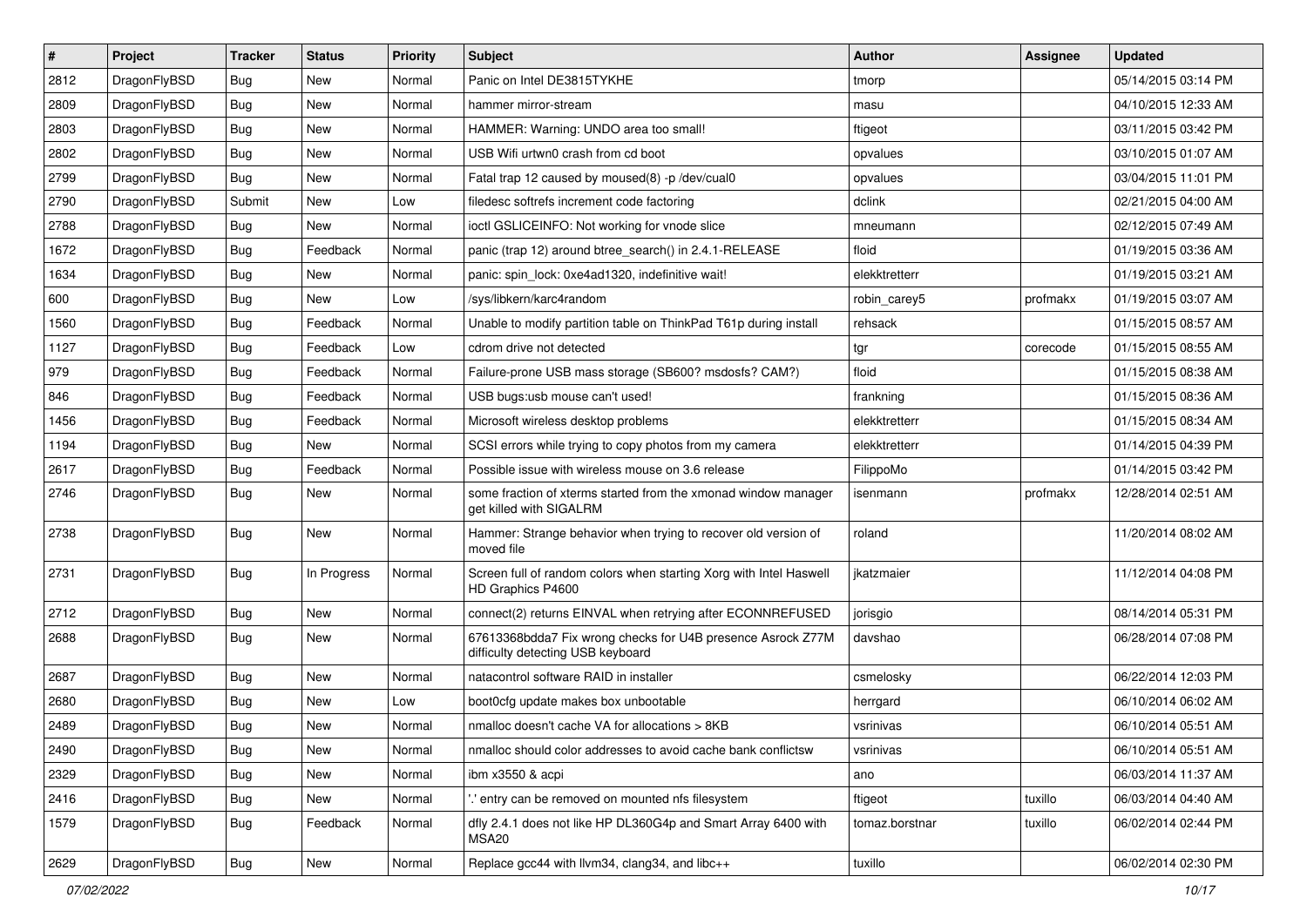| # | Project | Tracker | Status | Priority | Subject | Author | Assignee | Updated |
|---|---|---|---|---|---|---|---|---|
| 2812 | DragonFlyBSD | Bug | New | Normal | Panic on Intel DE3815TYKHE | tmorp | | 05/14/2015 03:14 PM |
| 2809 | DragonFlyBSD | Bug | New | Normal | hammer mirror-stream | masu | | 04/10/2015 12:33 AM |
| 2803 | DragonFlyBSD | Bug | New | Normal | HAMMER: Warning: UNDO area too small! | ftigeot | | 03/11/2015 03:42 PM |
| 2802 | DragonFlyBSD | Bug | New | Normal | USB Wifi urtwn0 crash from cd boot | opvalues | | 03/10/2015 01:07 AM |
| 2799 | DragonFlyBSD | Bug | New | Normal | Fatal trap 12 caused by moused(8) -p /dev/cual0 | opvalues | | 03/04/2015 11:01 PM |
| 2790 | DragonFlyBSD | Submit | New | Low | filedesc softrefs increment code factoring | dclink | | 02/21/2015 04:00 AM |
| 2788 | DragonFlyBSD | Bug | New | Normal | ioctl GSLICEINFO: Not working for vnode slice | mneumann | | 02/12/2015 07:49 AM |
| 1672 | DragonFlyBSD | Bug | Feedback | Normal | panic (trap 12) around btree_search() in 2.4.1-RELEASE | floid | | 01/19/2015 03:36 AM |
| 1634 | DragonFlyBSD | Bug | New | Normal | panic: spin_lock: 0xe4ad1320, indefinitive wait! | elekktretterr | | 01/19/2015 03:21 AM |
| 600 | DragonFlyBSD | Bug | New | Low | /sys/libkern/karc4random | robin_carey5 | profmakx | 01/19/2015 03:07 AM |
| 1560 | DragonFlyBSD | Bug | Feedback | Normal | Unable to modify partition table on ThinkPad T61p during install | rehsack | | 01/15/2015 08:57 AM |
| 1127 | DragonFlyBSD | Bug | Feedback | Low | cdrom drive not detected | tgr | corecode | 01/15/2015 08:55 AM |
| 979 | DragonFlyBSD | Bug | Feedback | Normal | Failure-prone USB mass storage (SB600? msdosfs? CAM?) | floid | | 01/15/2015 08:38 AM |
| 846 | DragonFlyBSD | Bug | Feedback | Normal | USB bugs:usb mouse can't used! | frankning | | 01/15/2015 08:36 AM |
| 1456 | DragonFlyBSD | Bug | Feedback | Normal | Microsoft wireless desktop problems | elekktretterr | | 01/15/2015 08:34 AM |
| 1194 | DragonFlyBSD | Bug | New | Normal | SCSI errors while trying to copy photos from my camera | elekktretterr | | 01/14/2015 04:39 PM |
| 2617 | DragonFlyBSD | Bug | Feedback | Normal | Possible issue with wireless mouse on 3.6 release | FilippoMo | | 01/14/2015 03:42 PM |
| 2746 | DragonFlyBSD | Bug | New | Normal | some fraction of xterms started from the xmonad window manager get killed with SIGALRM | isenmann | profmakx | 12/28/2014 02:51 AM |
| 2738 | DragonFlyBSD | Bug | New | Normal | Hammer: Strange behavior when trying to recover old version of moved file | roland | | 11/20/2014 08:02 AM |
| 2731 | DragonFlyBSD | Bug | In Progress | Normal | Screen full of random colors when starting Xorg with Intel Haswell HD Graphics P4600 | jkatzmaier | | 11/12/2014 04:08 PM |
| 2712 | DragonFlyBSD | Bug | New | Normal | connect(2) returns EINVAL when retrying after ECONNREFUSED | jorisgio | | 08/14/2014 05:31 PM |
| 2688 | DragonFlyBSD | Bug | New | Normal | 67613368bdda7 Fix wrong checks for U4B presence Asrock Z77M difficulty detecting USB keyboard | davshao | | 06/28/2014 07:08 PM |
| 2687 | DragonFlyBSD | Bug | New | Normal | natacontrol software RAID in installer | csmelosky | | 06/22/2014 12:03 PM |
| 2680 | DragonFlyBSD | Bug | New | Low | boot0cfg update makes box unbootable | herrgard | | 06/10/2014 06:02 AM |
| 2489 | DragonFlyBSD | Bug | New | Normal | nmalloc doesn't cache VA for allocations > 8KB | vsrinivas | | 06/10/2014 05:51 AM |
| 2490 | DragonFlyBSD | Bug | New | Normal | nmalloc should color addresses to avoid cache bank conflictsw | vsrinivas | | 06/10/2014 05:51 AM |
| 2329 | DragonFlyBSD | Bug | New | Normal | ibm x3550 & acpi | ano | | 06/03/2014 11:37 AM |
| 2416 | DragonFlyBSD | Bug | New | Normal | '.' entry can be removed on mounted nfs filesystem | ftigeot | tuxillo | 06/03/2014 04:40 AM |
| 1579 | DragonFlyBSD | Bug | Feedback | Normal | dfly 2.4.1 does not like HP DL360G4p and Smart Array 6400 with MSA20 | tomaz.borstnar | tuxillo | 06/02/2014 02:44 PM |
| 2629 | DragonFlyBSD | Bug | New | Normal | Replace gcc44 with llvm34, clang34, and libc++ | tuxillo | | 06/02/2014 02:30 PM |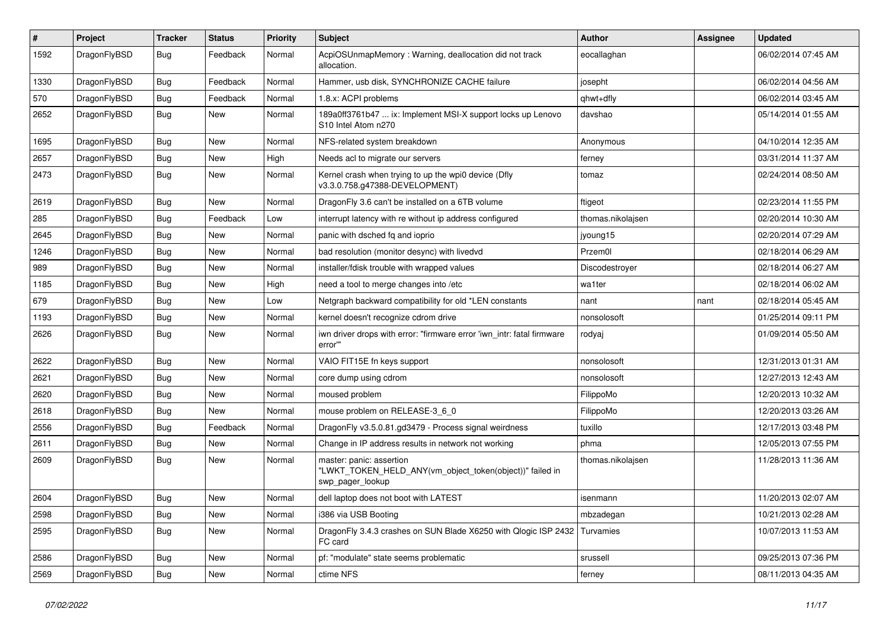| # | Project | Tracker | Status | Priority | Subject | Author | Assignee | Updated |
|---|---|---|---|---|---|---|---|---|
| 1592 | DragonFlyBSD | Bug | Feedback | Normal | AcpiOSUnmapMemory : Warning, deallocation did not track allocation. | eocallaghan | | 06/02/2014 07:45 AM |
| 1330 | DragonFlyBSD | Bug | Feedback | Normal | Hammer, usb disk, SYNCHRONIZE CACHE failure | josepht | | 06/02/2014 04:56 AM |
| 570 | DragonFlyBSD | Bug | Feedback | Normal | 1.8.x: ACPI problems | qhwt+dfly | | 06/02/2014 03:45 AM |
| 2652 | DragonFlyBSD | Bug | New | Normal | 189a0ff3761b47 ... ix: Implement MSI-X support locks up Lenovo S10 Intel Atom n270 | davshao | | 05/14/2014 01:55 AM |
| 1695 | DragonFlyBSD | Bug | New | Normal | NFS-related system breakdown | Anonymous | | 04/10/2014 12:35 AM |
| 2657 | DragonFlyBSD | Bug | New | High | Needs acl to migrate our servers | ferney | | 03/31/2014 11:37 AM |
| 2473 | DragonFlyBSD | Bug | New | Normal | Kernel crash when trying to up the wpi0 device (Dfly v3.3.0.758.g47388-DEVELOPMENT) | tomaz | | 02/24/2014 08:50 AM |
| 2619 | DragonFlyBSD | Bug | New | Normal | DragonFly 3.6 can't be installed on a 6TB volume | ftigeot | | 02/23/2014 11:55 PM |
| 285 | DragonFlyBSD | Bug | Feedback | Low | interrupt latency with re without ip address configured | thomas.nikolajsen | | 02/20/2014 10:30 AM |
| 2645 | DragonFlyBSD | Bug | New | Normal | panic with dsched fq and ioprio | jyoung15 | | 02/20/2014 07:29 AM |
| 1246 | DragonFlyBSD | Bug | New | Normal | bad resolution (monitor desync) with livedvd | Przem0l | | 02/18/2014 06:29 AM |
| 989 | DragonFlyBSD | Bug | New | Normal | installer/fdisk trouble with wrapped values | Discodestroyer | | 02/18/2014 06:27 AM |
| 1185 | DragonFlyBSD | Bug | New | High | need a tool to merge changes into /etc | wa1ter | | 02/18/2014 06:02 AM |
| 679 | DragonFlyBSD | Bug | New | Low | Netgraph backward compatibility for old *LEN constants | nant | nant | 02/18/2014 05:45 AM |
| 1193 | DragonFlyBSD | Bug | New | Normal | kernel doesn't recognize cdrom drive | nonsolosoft | | 01/25/2014 09:11 PM |
| 2626 | DragonFlyBSD | Bug | New | Normal | iwn driver drops with error: "firmware error 'iwn_intr: fatal firmware error'" | rodyaj | | 01/09/2014 05:50 AM |
| 2622 | DragonFlyBSD | Bug | New | Normal | VAIO FIT15E fn keys support | nonsolosoft | | 12/31/2013 01:31 AM |
| 2621 | DragonFlyBSD | Bug | New | Normal | core dump using cdrom | nonsolosoft | | 12/27/2013 12:43 AM |
| 2620 | DragonFlyBSD | Bug | New | Normal | moused problem | FilippoMo | | 12/20/2013 10:32 AM |
| 2618 | DragonFlyBSD | Bug | New | Normal | mouse problem on RELEASE-3_6_0 | FilippoMo | | 12/20/2013 03:26 AM |
| 2556 | DragonFlyBSD | Bug | Feedback | Normal | DragonFly v3.5.0.81.gd3479 - Process signal weirdness | tuxillo | | 12/17/2013 03:48 PM |
| 2611 | DragonFlyBSD | Bug | New | Normal | Change in IP address results in network not working | phma | | 12/05/2013 07:55 PM |
| 2609 | DragonFlyBSD | Bug | New | Normal | master: panic: assertion "LWKT_TOKEN_HELD_ANY(vm_object_token(object))" failed in swp_pager_lookup | thomas.nikolajsen | | 11/28/2013 11:36 AM |
| 2604 | DragonFlyBSD | Bug | New | Normal | dell laptop does not boot with LATEST | isenmann | | 11/20/2013 02:07 AM |
| 2598 | DragonFlyBSD | Bug | New | Normal | i386 via USB Booting | mbzadegan | | 10/21/2013 02:28 AM |
| 2595 | DragonFlyBSD | Bug | New | Normal | DragonFly 3.4.3 crashes on SUN Blade X6250 with Qlogic ISP 2432 FC card | Turvamies | | 10/07/2013 11:53 AM |
| 2586 | DragonFlyBSD | Bug | New | Normal | pf: "modulate" state seems problematic | srussell | | 09/25/2013 07:36 PM |
| 2569 | DragonFlyBSD | Bug | New | Normal | ctime NFS | ferney | | 08/11/2013 04:35 AM |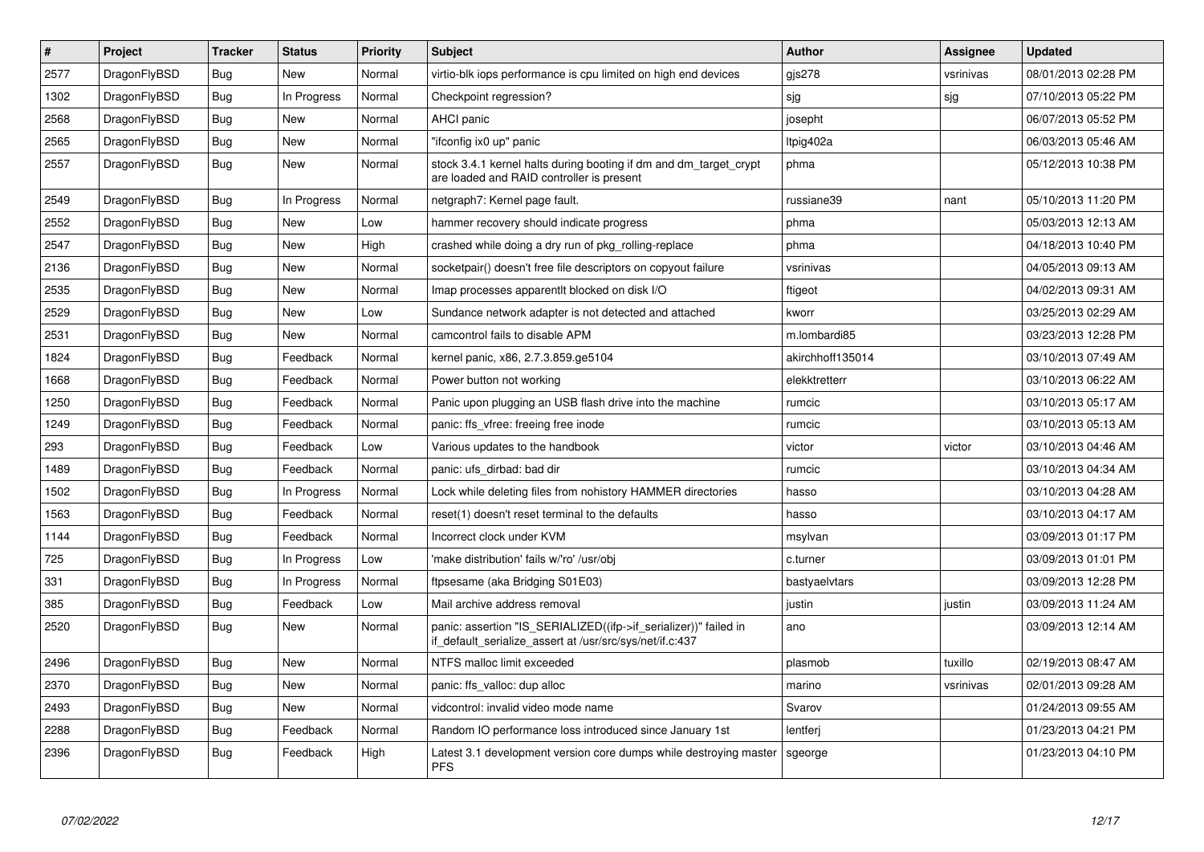| # | Project | Tracker | Status | Priority | Subject | Author | Assignee | Updated |
|---|---|---|---|---|---|---|---|---|
| 2577 | DragonFlyBSD | Bug | New | Normal | virtio-blk iops performance is cpu limited on high end devices | gjs278 | vsrinivas | 08/01/2013 02:28 PM |
| 1302 | DragonFlyBSD | Bug | In Progress | Normal | Checkpoint regression? | sjg | sjg | 07/10/2013 05:22 PM |
| 2568 | DragonFlyBSD | Bug | New | Normal | AHCI panic | josepht | | 06/07/2013 05:52 PM |
| 2565 | DragonFlyBSD | Bug | New | Normal | "ifconfig ix0 up" panic | ltpig402a | | 06/03/2013 05:46 AM |
| 2557 | DragonFlyBSD | Bug | New | Normal | stock 3.4.1 kernel halts during booting if dm and dm_target_crypt are loaded and RAID controller is present | phma | | 05/12/2013 10:38 PM |
| 2549 | DragonFlyBSD | Bug | In Progress | Normal | netgraph7: Kernel page fault. | russiane39 | nant | 05/10/2013 11:20 PM |
| 2552 | DragonFlyBSD | Bug | New | Low | hammer recovery should indicate progress | phma | | 05/03/2013 12:13 AM |
| 2547 | DragonFlyBSD | Bug | New | High | crashed while doing a dry run of pkg_rolling-replace | phma | | 04/18/2013 10:40 PM |
| 2136 | DragonFlyBSD | Bug | New | Normal | socketpair() doesn't free file descriptors on copyout failure | vsrinivas | | 04/05/2013 09:13 AM |
| 2535 | DragonFlyBSD | Bug | New | Normal | Imap processes apparentlt blocked on disk I/O | ftigeot | | 04/02/2013 09:31 AM |
| 2529 | DragonFlyBSD | Bug | New | Low | Sundance network adapter is not detected and attached | kworr | | 03/25/2013 02:29 AM |
| 2531 | DragonFlyBSD | Bug | New | Normal | camcontrol fails to disable APM | m.lombardi85 | | 03/23/2013 12:28 PM |
| 1824 | DragonFlyBSD | Bug | Feedback | Normal | kernel panic, x86, 2.7.3.859.ge5104 | akirchhoff135014 | | 03/10/2013 07:49 AM |
| 1668 | DragonFlyBSD | Bug | Feedback | Normal | Power button not working | elekktretterr | | 03/10/2013 06:22 AM |
| 1250 | DragonFlyBSD | Bug | Feedback | Normal | Panic upon plugging an USB flash drive into the machine | rumcic | | 03/10/2013 05:17 AM |
| 1249 | DragonFlyBSD | Bug | Feedback | Normal | panic: ffs_vfree: freeing free inode | rumcic | | 03/10/2013 05:13 AM |
| 293 | DragonFlyBSD | Bug | Feedback | Low | Various updates to the handbook | victor | victor | 03/10/2013 04:46 AM |
| 1489 | DragonFlyBSD | Bug | Feedback | Normal | panic: ufs_dirbad: bad dir | rumcic | | 03/10/2013 04:34 AM |
| 1502 | DragonFlyBSD | Bug | In Progress | Normal | Lock while deleting files from nohistory HAMMER directories | hasso | | 03/10/2013 04:28 AM |
| 1563 | DragonFlyBSD | Bug | Feedback | Normal | reset(1) doesn't reset terminal to the defaults | hasso | | 03/10/2013 04:17 AM |
| 1144 | DragonFlyBSD | Bug | Feedback | Normal | Incorrect clock under KVM | msylvan | | 03/09/2013 01:17 PM |
| 725 | DragonFlyBSD | Bug | In Progress | Low | 'make distribution' fails w/'ro' /usr/obj | c.turner | | 03/09/2013 01:01 PM |
| 331 | DragonFlyBSD | Bug | In Progress | Normal | ftpsesame (aka Bridging S01E03) | bastyaelvtars | | 03/09/2013 12:28 PM |
| 385 | DragonFlyBSD | Bug | Feedback | Low | Mail archive address removal | justin | justin | 03/09/2013 11:24 AM |
| 2520 | DragonFlyBSD | Bug | New | Normal | panic: assertion "IS_SERIALIZED((ifp->if_serializer))" failed in if_default_serialize_assert at /usr/src/sys/net/if.c:437 | ano | | 03/09/2013 12:14 AM |
| 2496 | DragonFlyBSD | Bug | New | Normal | NTFS malloc limit exceeded | plasmob | tuxillo | 02/19/2013 08:47 AM |
| 2370 | DragonFlyBSD | Bug | New | Normal | panic: ffs_valloc: dup alloc | marino | vsrinivas | 02/01/2013 09:28 AM |
| 2493 | DragonFlyBSD | Bug | New | Normal | vidcontrol: invalid video mode name | Svarov | | 01/24/2013 09:55 AM |
| 2288 | DragonFlyBSD | Bug | Feedback | Normal | Random IO performance loss introduced since January 1st | lentferj | | 01/23/2013 04:21 PM |
| 2396 | DragonFlyBSD | Bug | Feedback | High | Latest 3.1 development version core dumps while destroying master PFS | sgeorge | | 01/23/2013 04:10 PM |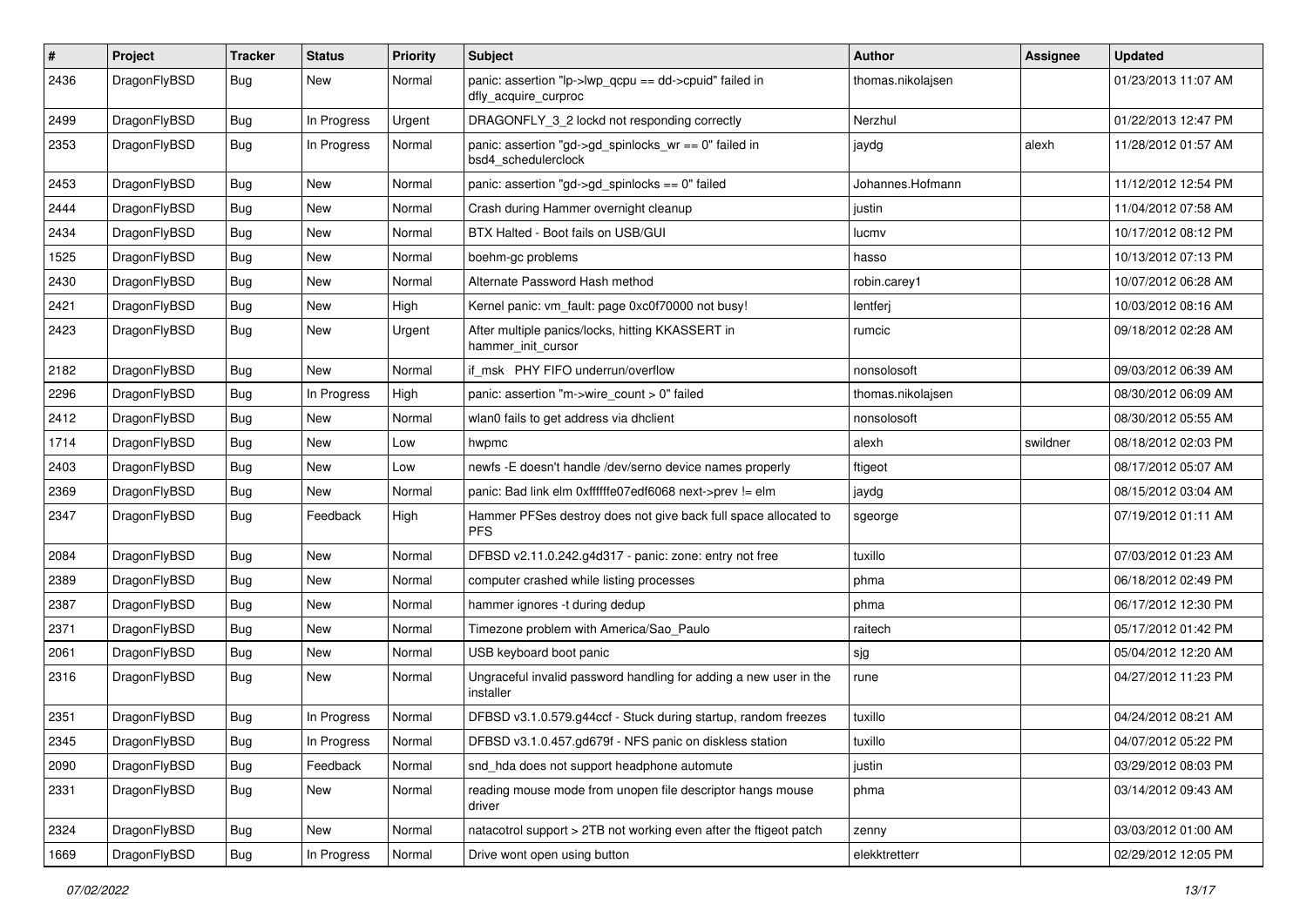| # | Project | Tracker | Status | Priority | Subject | Author | Assignee | Updated |
|---|---|---|---|---|---|---|---|---|
| 2436 | DragonFlyBSD | Bug | New | Normal | panic: assertion "lp->lwp_qcpu == dd->cpuid" failed in dfly_acquire_curproc | thomas.nikolajsen | | 01/23/2013 11:07 AM |
| 2499 | DragonFlyBSD | Bug | In Progress | Urgent | DRAGONFLY_3_2 lockd not responding correctly | Nerzhul | | 01/22/2013 12:47 PM |
| 2353 | DragonFlyBSD | Bug | In Progress | Normal | panic: assertion "gd->gd_spinlocks_wr == 0" failed in bsd4_schedulerclock | jaydg | alexh | 11/28/2012 01:57 AM |
| 2453 | DragonFlyBSD | Bug | New | Normal | panic: assertion "gd->gd_spinlocks == 0" failed | Johannes.Hofmann | | 11/12/2012 12:54 PM |
| 2444 | DragonFlyBSD | Bug | New | Normal | Crash during Hammer overnight cleanup | justin | | 11/04/2012 07:58 AM |
| 2434 | DragonFlyBSD | Bug | New | Normal | BTX Halted - Boot fails on USB/GUI | lucmv | | 10/17/2012 08:12 PM |
| 1525 | DragonFlyBSD | Bug | New | Normal | boehm-gc problems | hasso | | 10/13/2012 07:13 PM |
| 2430 | DragonFlyBSD | Bug | New | Normal | Alternate Password Hash method | robin.carey1 | | 10/07/2012 06:28 AM |
| 2421 | DragonFlyBSD | Bug | New | High | Kernel panic: vm_fault: page 0xc0f70000 not busy! | lentferj | | 10/03/2012 08:16 AM |
| 2423 | DragonFlyBSD | Bug | New | Urgent | After multiple panics/locks, hitting KKASSERT in hammer_init_cursor | rumcic | | 09/18/2012 02:28 AM |
| 2182 | DragonFlyBSD | Bug | New | Normal | if_msk PHY FIFO underrun/overflow | nonsolosoft | | 09/03/2012 06:39 AM |
| 2296 | DragonFlyBSD | Bug | In Progress | High | panic: assertion "m->wire_count > 0" failed | thomas.nikolajsen | | 08/30/2012 06:09 AM |
| 2412 | DragonFlyBSD | Bug | New | Normal | wlan0 fails to get address via dhclient | nonsolosoft | | 08/30/2012 05:55 AM |
| 1714 | DragonFlyBSD | Bug | New | Low | hwpmc | alexh | swildner | 08/18/2012 02:03 PM |
| 2403 | DragonFlyBSD | Bug | New | Low | newfs -E doesn't handle /dev/serno device names properly | ftigeot | | 08/17/2012 05:07 AM |
| 2369 | DragonFlyBSD | Bug | New | Normal | panic: Bad link elm 0xffffffe07edf6068 next->prev != elm | jaydg | | 08/15/2012 03:04 AM |
| 2347 | DragonFlyBSD | Bug | Feedback | High | Hammer PFSes destroy does not give back full space allocated to PFS | sgeorge | | 07/19/2012 01:11 AM |
| 2084 | DragonFlyBSD | Bug | New | Normal | DFBSD v2.11.0.242.g4d317 - panic: zone: entry not free | tuxillo | | 07/03/2012 01:23 AM |
| 2389 | DragonFlyBSD | Bug | New | Normal | computer crashed while listing processes | phma | | 06/18/2012 02:49 PM |
| 2387 | DragonFlyBSD | Bug | New | Normal | hammer ignores -t during dedup | phma | | 06/17/2012 12:30 PM |
| 2371 | DragonFlyBSD | Bug | New | Normal | Timezone problem with America/Sao_Paulo | raitech | | 05/17/2012 01:42 PM |
| 2061 | DragonFlyBSD | Bug | New | Normal | USB keyboard boot panic | sjg | | 05/04/2012 12:20 AM |
| 2316 | DragonFlyBSD | Bug | New | Normal | Ungraceful invalid password handling for adding a new user in the installer | rune | | 04/27/2012 11:23 PM |
| 2351 | DragonFlyBSD | Bug | In Progress | Normal | DFBSD v3.1.0.579.g44ccf - Stuck during startup, random freezes | tuxillo | | 04/24/2012 08:21 AM |
| 2345 | DragonFlyBSD | Bug | In Progress | Normal | DFBSD v3.1.0.457.gd679f - NFS panic on diskless station | tuxillo | | 04/07/2012 05:22 PM |
| 2090 | DragonFlyBSD | Bug | Feedback | Normal | snd_hda does not support headphone automute | justin | | 03/29/2012 08:03 PM |
| 2331 | DragonFlyBSD | Bug | New | Normal | reading mouse mode from unopen file descriptor hangs mouse driver | phma | | 03/14/2012 09:43 AM |
| 2324 | DragonFlyBSD | Bug | New | Normal | natacotrol support > 2TB not working even after the ftigeot patch | zenny | | 03/03/2012 01:00 AM |
| 1669 | DragonFlyBSD | Bug | In Progress | Normal | Drive wont open using button | elekktretterr | | 02/29/2012 12:05 PM |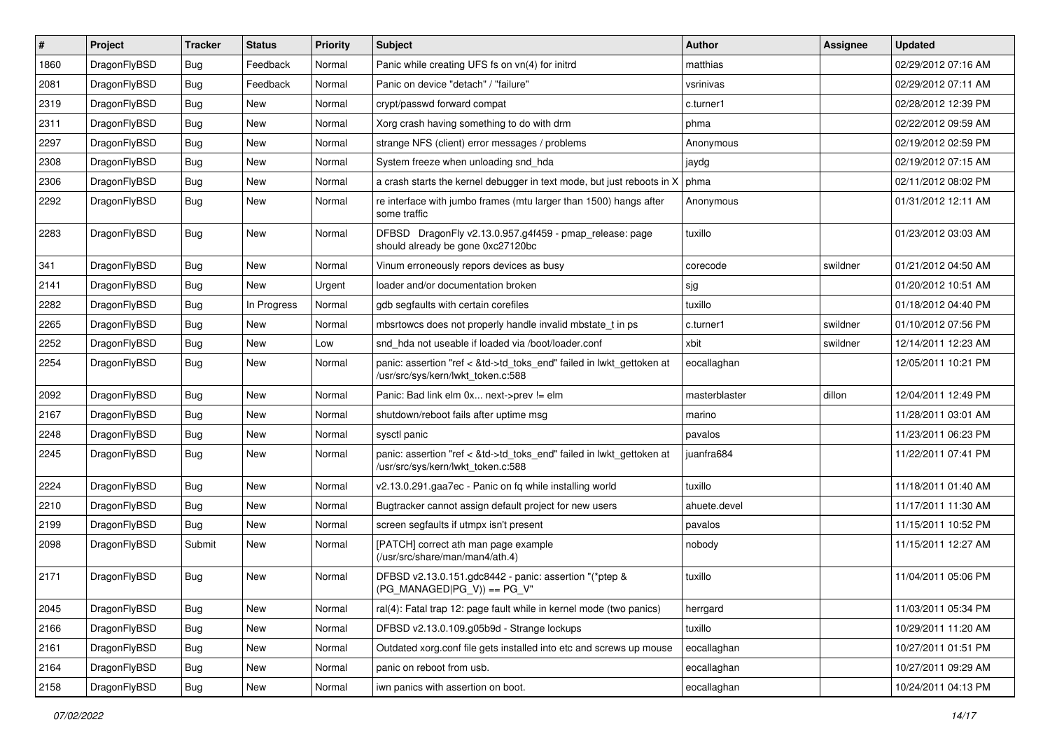| # | Project | Tracker | Status | Priority | Subject | Author | Assignee | Updated |
|---|---|---|---|---|---|---|---|---|
| 1860 | DragonFlyBSD | Bug | Feedback | Normal | Panic while creating UFS fs on vn(4) for initrd | matthias | | 02/29/2012 07:16 AM |
| 2081 | DragonFlyBSD | Bug | Feedback | Normal | Panic on device "detach" / "failure" | vsrinivas | | 02/29/2012 07:11 AM |
| 2319 | DragonFlyBSD | Bug | New | Normal | crypt/passwd forward compat | c.turner1 | | 02/28/2012 12:39 PM |
| 2311 | DragonFlyBSD | Bug | New | Normal | Xorg crash having something to do with drm | phma | | 02/22/2012 09:59 AM |
| 2297 | DragonFlyBSD | Bug | New | Normal | strange NFS (client) error messages / problems | Anonymous | | 02/19/2012 02:59 PM |
| 2308 | DragonFlyBSD | Bug | New | Normal | System freeze when unloading snd_hda | jaydg | | 02/19/2012 07:15 AM |
| 2306 | DragonFlyBSD | Bug | New | Normal | a crash starts the kernel debugger in text mode, but just reboots in X | phma | | 02/11/2012 08:02 PM |
| 2292 | DragonFlyBSD | Bug | New | Normal | re interface with jumbo frames (mtu larger than 1500) hangs after some traffic | Anonymous | | 01/31/2012 12:11 AM |
| 2283 | DragonFlyBSD | Bug | New | Normal | DFBSD DragonFly v2.13.0.957.g4f459 - pmap_release: page should already be gone 0xc27120bc | tuxillo | | 01/23/2012 03:03 AM |
| 341 | DragonFlyBSD | Bug | New | Normal | Vinum erroneously repors devices as busy | corecode | swildner | 01/21/2012 04:50 AM |
| 2141 | DragonFlyBSD | Bug | New | Urgent | loader and/or documentation broken | sjg | | 01/20/2012 10:51 AM |
| 2282 | DragonFlyBSD | Bug | In Progress | Normal | gdb segfaults with certain corefiles | tuxillo | | 01/18/2012 04:40 PM |
| 2265 | DragonFlyBSD | Bug | New | Normal | mbsrtowcs does not properly handle invalid mbstate_t in ps | c.turner1 | swildner | 01/10/2012 07:56 PM |
| 2252 | DragonFlyBSD | Bug | New | Low | snd_hda not useable if loaded via /boot/loader.conf | xbit | swildner | 12/14/2011 12:23 AM |
| 2254 | DragonFlyBSD | Bug | New | Normal | panic: assertion "ref < &td->td_toks_end" failed in lwkt_gettoken at /usr/src/sys/kern/lwkt_token.c:588 | eocallaghan | | 12/05/2011 10:21 PM |
| 2092 | DragonFlyBSD | Bug | New | Normal | Panic: Bad link elm 0x... next->prev != elm | masterblaster | dillon | 12/04/2011 12:49 PM |
| 2167 | DragonFlyBSD | Bug | New | Normal | shutdown/reboot fails after uptime msg | marino | | 11/28/2011 03:01 AM |
| 2248 | DragonFlyBSD | Bug | New | Normal | sysctl panic | pavalos | | 11/23/2011 06:23 PM |
| 2245 | DragonFlyBSD | Bug | New | Normal | panic: assertion "ref < &td->td_toks_end" failed in lwkt_gettoken at /usr/src/sys/kern/lwkt_token.c:588 | juanfra684 | | 11/22/2011 07:41 PM |
| 2224 | DragonFlyBSD | Bug | New | Normal | v2.13.0.291.gaa7ec - Panic on fq while installing world | tuxillo | | 11/18/2011 01:40 AM |
| 2210 | DragonFlyBSD | Bug | New | Normal | Bugtracker cannot assign default project for new users | ahuete.devel | | 11/17/2011 11:30 AM |
| 2199 | DragonFlyBSD | Bug | New | Normal | screen segfaults if utmpx isn't present | pavalos | | 11/15/2011 10:52 PM |
| 2098 | DragonFlyBSD | Submit | New | Normal | [PATCH] correct ath man page example (/usr/src/share/man/man4/ath.4) | nobody | | 11/15/2011 12:27 AM |
| 2171 | DragonFlyBSD | Bug | New | Normal | DFBSD v2.13.0.151.gdc8442 - panic: assertion "(*ptep & (PG_MANAGED\|PG_V)) == PG_V" | tuxillo | | 11/04/2011 05:06 PM |
| 2045 | DragonFlyBSD | Bug | New | Normal | ral(4): Fatal trap 12: page fault while in kernel mode (two panics) | herrgard | | 11/03/2011 05:34 PM |
| 2166 | DragonFlyBSD | Bug | New | Normal | DFBSD v2.13.0.109.g05b9d - Strange lockups | tuxillo | | 10/29/2011 11:20 AM |
| 2161 | DragonFlyBSD | Bug | New | Normal | Outdated xorg.conf file gets installed into etc and screws up mouse | eocallaghan | | 10/27/2011 01:51 PM |
| 2164 | DragonFlyBSD | Bug | New | Normal | panic on reboot from usb. | eocallaghan | | 10/27/2011 09:29 AM |
| 2158 | DragonFlyBSD | Bug | New | Normal | iwn panics with assertion on boot. | eocallaghan | | 10/24/2011 04:13 PM |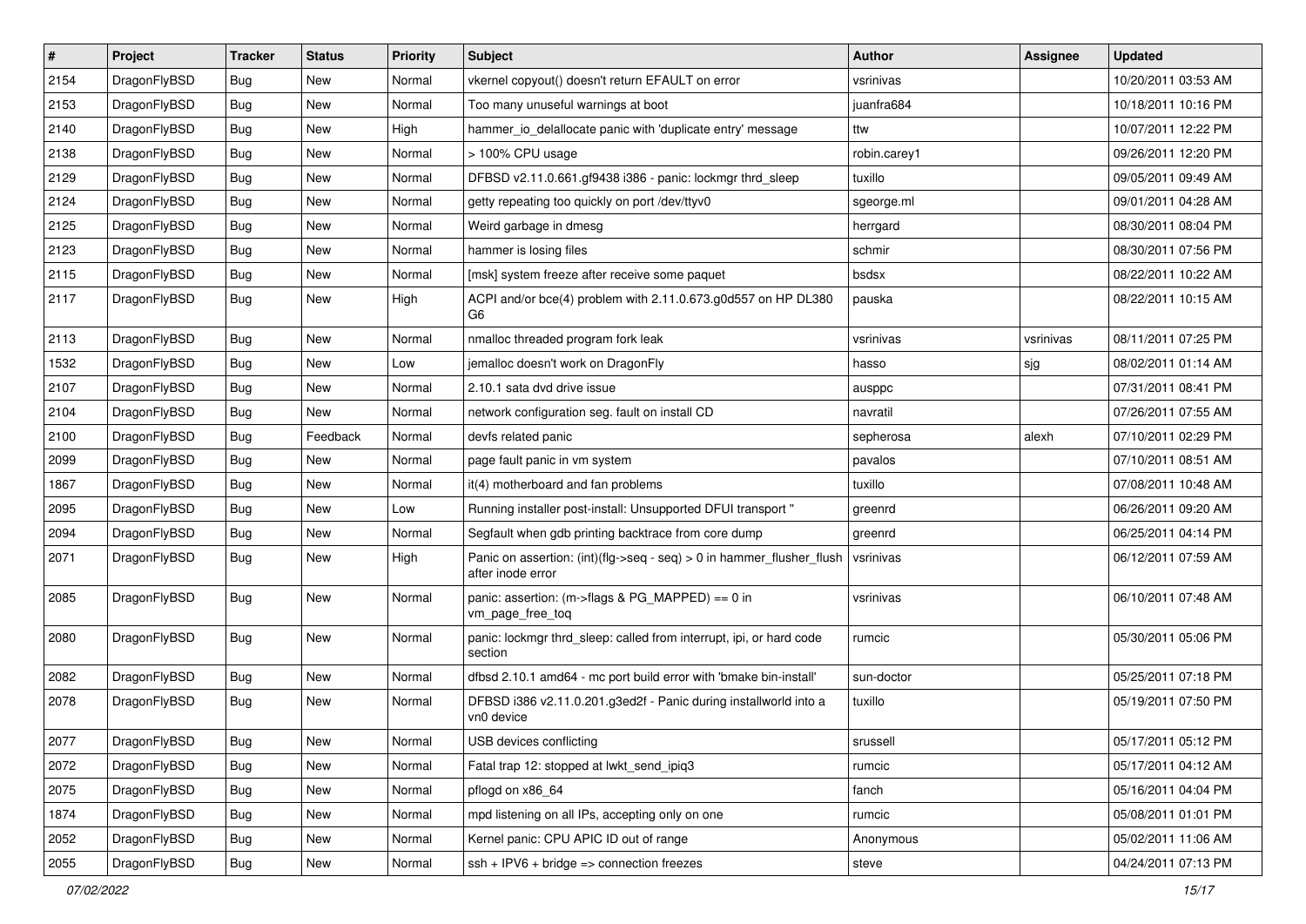| # | Project | Tracker | Status | Priority | Subject | Author | Assignee | Updated |
|---|---|---|---|---|---|---|---|---|
| 2154 | DragonFlyBSD | Bug | New | Normal | vkernel copyout() doesn't return EFAULT on error | vsrinivas | | 10/20/2011 03:53 AM |
| 2153 | DragonFlyBSD | Bug | New | Normal | Too many unuseful warnings at boot | juanfra684 | | 10/18/2011 10:16 PM |
| 2140 | DragonFlyBSD | Bug | New | High | hammer_io_delallocate panic with 'duplicate entry' message | ttw | | 10/07/2011 12:22 PM |
| 2138 | DragonFlyBSD | Bug | New | Normal | > 100% CPU usage | robin.carey1 | | 09/26/2011 12:20 PM |
| 2129 | DragonFlyBSD | Bug | New | Normal | DFBSD v2.11.0.661.gf9438 i386 - panic: lockmgr thrd_sleep | tuxillo | | 09/05/2011 09:49 AM |
| 2124 | DragonFlyBSD | Bug | New | Normal | getty repeating too quickly on port /dev/ttyv0 | sgeorge.ml | | 09/01/2011 04:28 AM |
| 2125 | DragonFlyBSD | Bug | New | Normal | Weird garbage in dmesg | herrgard | | 08/30/2011 08:04 PM |
| 2123 | DragonFlyBSD | Bug | New | Normal | hammer is losing files | schmir | | 08/30/2011 07:56 PM |
| 2115 | DragonFlyBSD | Bug | New | Normal | [msk] system freeze after receive some paquet | bsdsx | | 08/22/2011 10:22 AM |
| 2117 | DragonFlyBSD | Bug | New | High | ACPI and/or bce(4) problem with 2.11.0.673.g0d557 on HP DL380 G6 | pauska | | 08/22/2011 10:15 AM |
| 2113 | DragonFlyBSD | Bug | New | Normal | nmalloc threaded program fork leak | vsrinivas | vsrinivas | 08/11/2011 07:25 PM |
| 1532 | DragonFlyBSD | Bug | New | Low | jemalloc doesn't work on DragonFly | hasso | sjg | 08/02/2011 01:14 AM |
| 2107 | DragonFlyBSD | Bug | New | Normal | 2.10.1 sata dvd drive issue | ausppc | | 07/31/2011 08:41 PM |
| 2104 | DragonFlyBSD | Bug | New | Normal | network configuration seg. fault on install CD | navratil | | 07/26/2011 07:55 AM |
| 2100 | DragonFlyBSD | Bug | Feedback | Normal | devfs related panic | sepherosa | alexh | 07/10/2011 02:29 PM |
| 2099 | DragonFlyBSD | Bug | New | Normal | page fault panic in vm system | pavalos | | 07/10/2011 08:51 AM |
| 1867 | DragonFlyBSD | Bug | New | Normal | it(4) motherboard and fan problems | tuxillo | | 07/08/2011 10:48 AM |
| 2095 | DragonFlyBSD | Bug | New | Low | Running installer post-install: Unsupported DFUI transport " | greenrd | | 06/26/2011 09:20 AM |
| 2094 | DragonFlyBSD | Bug | New | Normal | Segfault when gdb printing backtrace from core dump | greenrd | | 06/25/2011 04:14 PM |
| 2071 | DragonFlyBSD | Bug | New | High | Panic on assertion: (int)(flg->seq - seq) > 0 in hammer_flusher_flush after inode error | vsrinivas | | 06/12/2011 07:59 AM |
| 2085 | DragonFlyBSD | Bug | New | Normal | panic: assertion: (m->flags & PG_MAPPED) == 0 in vm_page_free_toq | vsrinivas | | 06/10/2011 07:48 AM |
| 2080 | DragonFlyBSD | Bug | New | Normal | panic: lockmgr thrd_sleep: called from interrupt, ipi, or hard code section | rumcic | | 05/30/2011 05:06 PM |
| 2082 | DragonFlyBSD | Bug | New | Normal | dfbsd 2.10.1 amd64 - mc port build error with 'bmake bin-install' | sun-doctor | | 05/25/2011 07:18 PM |
| 2078 | DragonFlyBSD | Bug | New | Normal | DFBSD i386 v2.11.0.201.g3ed2f - Panic during installworld into a vn0 device | tuxillo | | 05/19/2011 07:50 PM |
| 2077 | DragonFlyBSD | Bug | New | Normal | USB devices conflicting | srussell | | 05/17/2011 05:12 PM |
| 2072 | DragonFlyBSD | Bug | New | Normal | Fatal trap 12: stopped at lwkt_send_ipiq3 | rumcic | | 05/17/2011 04:12 AM |
| 2075 | DragonFlyBSD | Bug | New | Normal | pflogd on x86_64 | fanch | | 05/16/2011 04:04 PM |
| 1874 | DragonFlyBSD | Bug | New | Normal | mpd listening on all IPs, accepting only on one | rumcic | | 05/08/2011 01:01 PM |
| 2052 | DragonFlyBSD | Bug | New | Normal | Kernel panic: CPU APIC ID out of range | Anonymous | | 05/02/2011 11:06 AM |
| 2055 | DragonFlyBSD | Bug | New | Normal | ssh + IPV6 + bridge => connection freezes | steve | | 04/24/2011 07:13 PM |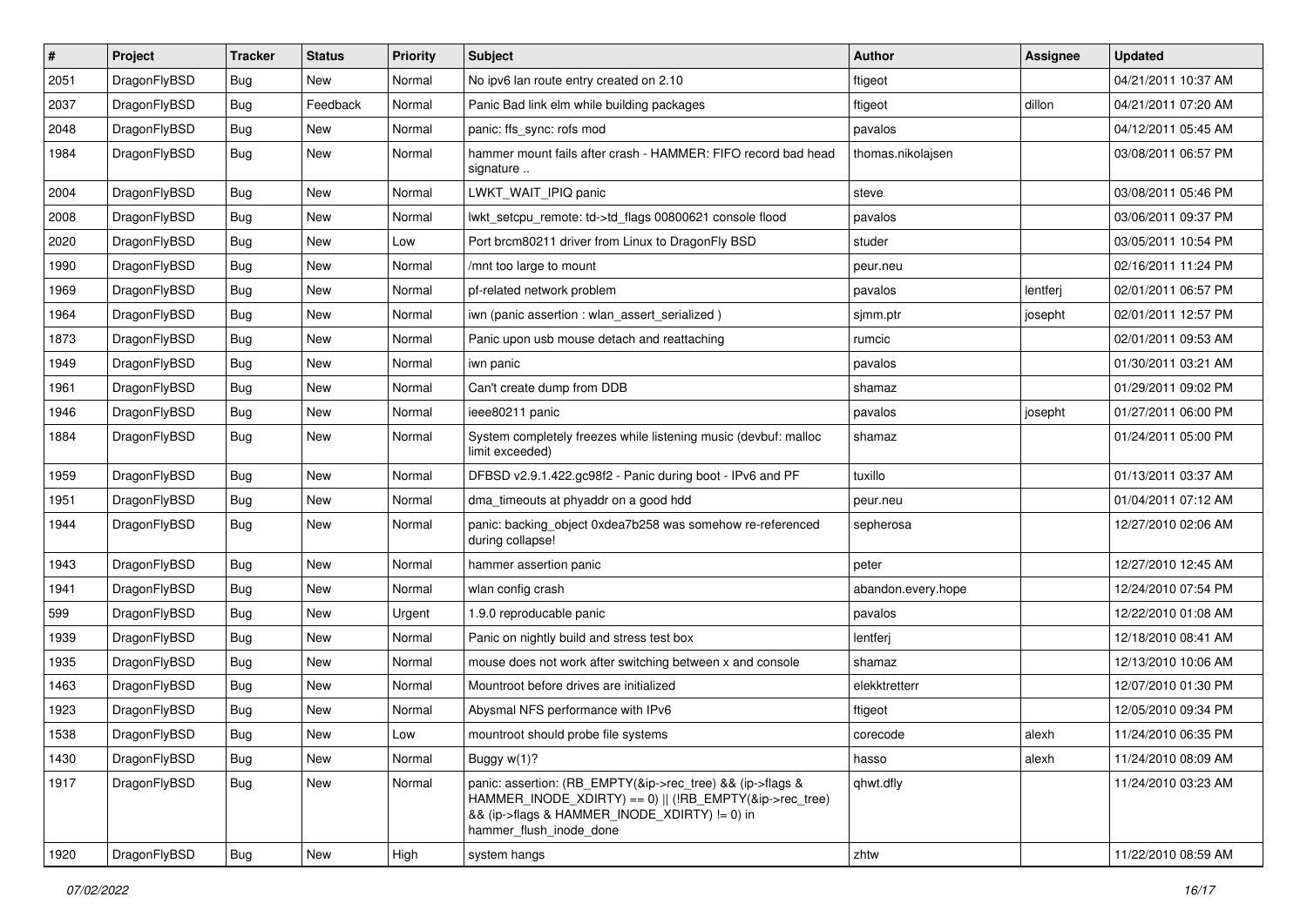| # | Project | Tracker | Status | Priority | Subject | Author | Assignee | Updated |
| --- | --- | --- | --- | --- | --- | --- | --- | --- |
| 2051 | DragonFlyBSD | Bug | New | Normal | No ipv6 lan route entry created on 2.10 | ftigeot | | 04/21/2011 10:37 AM |
| 2037 | DragonFlyBSD | Bug | Feedback | Normal | Panic Bad link elm while building packages | ftigeot | dillon | 04/21/2011 07:20 AM |
| 2048 | DragonFlyBSD | Bug | New | Normal | panic: ffs_sync: rofs mod | pavalos | | 04/12/2011 05:45 AM |
| 1984 | DragonFlyBSD | Bug | New | Normal | hammer mount fails after crash - HAMMER: FIFO record bad head signature .. | thomas.nikolajsen | | 03/08/2011 06:57 PM |
| 2004 | DragonFlyBSD | Bug | New | Normal | LWKT_WAIT_IPIQ panic | steve | | 03/08/2011 05:46 PM |
| 2008 | DragonFlyBSD | Bug | New | Normal | lwkt_setcpu_remote: td->td_flags 00800621 console flood | pavalos | | 03/06/2011 09:37 PM |
| 2020 | DragonFlyBSD | Bug | New | Low | Port brcm80211 driver from Linux to DragonFly BSD | studer | | 03/05/2011 10:54 PM |
| 1990 | DragonFlyBSD | Bug | New | Normal | /mnt too large to mount | peur.neu | | 02/16/2011 11:24 PM |
| 1969 | DragonFlyBSD | Bug | New | Normal | pf-related network problem | pavalos | lentferj | 02/01/2011 06:57 PM |
| 1964 | DragonFlyBSD | Bug | New | Normal | iwn (panic assertion : wlan_assert_serialized ) | sjmm.ptr | josepht | 02/01/2011 12:57 PM |
| 1873 | DragonFlyBSD | Bug | New | Normal | Panic upon usb mouse detach and reattaching | rumcic | | 02/01/2011 09:53 AM |
| 1949 | DragonFlyBSD | Bug | New | Normal | iwn panic | pavalos | | 01/30/2011 03:21 AM |
| 1961 | DragonFlyBSD | Bug | New | Normal | Can't create dump from DDB | shamaz | | 01/29/2011 09:02 PM |
| 1946 | DragonFlyBSD | Bug | New | Normal | ieee80211 panic | pavalos | josepht | 01/27/2011 06:00 PM |
| 1884 | DragonFlyBSD | Bug | New | Normal | System completely freezes while listening music (devbuf: malloc limit exceeded) | shamaz | | 01/24/2011 05:00 PM |
| 1959 | DragonFlyBSD | Bug | New | Normal | DFBSD v2.9.1.422.gc98f2 - Panic during boot - IPv6 and PF | tuxillo | | 01/13/2011 03:37 AM |
| 1951 | DragonFlyBSD | Bug | New | Normal | dma_timeouts at phyaddr on a good hdd | peur.neu | | 01/04/2011 07:12 AM |
| 1944 | DragonFlyBSD | Bug | New | Normal | panic: backing_object 0xdea7b258 was somehow re-referenced during collapse! | sepherosa | | 12/27/2010 02:06 AM |
| 1943 | DragonFlyBSD | Bug | New | Normal | hammer assertion panic | peter | | 12/27/2010 12:45 AM |
| 1941 | DragonFlyBSD | Bug | New | Normal | wlan config crash | abandon.every.hope | | 12/24/2010 07:54 PM |
| 599 | DragonFlyBSD | Bug | New | Urgent | 1.9.0 reproducable panic | pavalos | | 12/22/2010 01:08 AM |
| 1939 | DragonFlyBSD | Bug | New | Normal | Panic on nightly build and stress test box | lentferj | | 12/18/2010 08:41 AM |
| 1935 | DragonFlyBSD | Bug | New | Normal | mouse does not work after switching between x and console | shamaz | | 12/13/2010 10:06 AM |
| 1463 | DragonFlyBSD | Bug | New | Normal | Mountroot before drives are initialized | elekktretterr | | 12/07/2010 01:30 PM |
| 1923 | DragonFlyBSD | Bug | New | Normal | Abysmal NFS performance with IPv6 | ftigeot | | 12/05/2010 09:34 PM |
| 1538 | DragonFlyBSD | Bug | New | Low | mountroot should probe file systems | corecode | alexh | 11/24/2010 06:35 PM |
| 1430 | DragonFlyBSD | Bug | New | Normal | Buggy w(1)? | hasso | alexh | 11/24/2010 08:09 AM |
| 1917 | DragonFlyBSD | Bug | New | Normal | panic: assertion: (RB_EMPTY(&ip->rec_tree) && (ip->flags & HAMMER_INODE_XDIRTY) == 0) \|\| (!RB_EMPTY(&ip->rec_tree) && (ip->flags & HAMMER_INODE_XDIRTY) != 0) in hammer_flush_inode_done | qhwt.dfly | | 11/24/2010 03:23 AM |
| 1920 | DragonFlyBSD | Bug | New | High | system hangs | zhtw | | 11/22/2010 08:59 AM |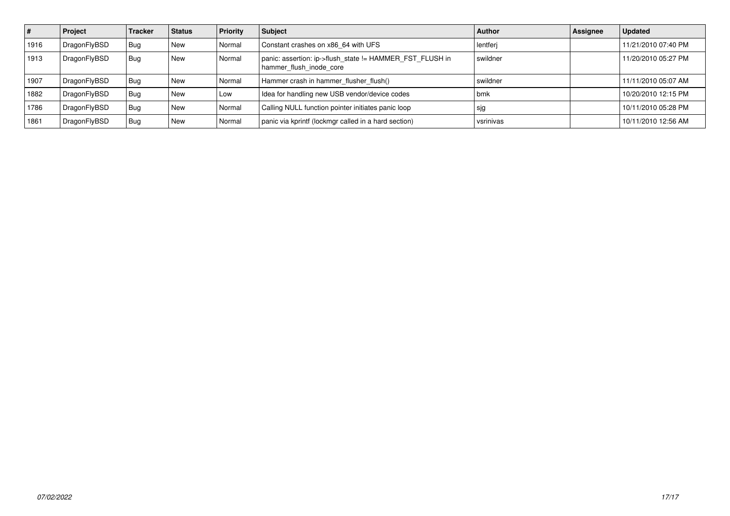| # | Project | Tracker | Status | Priority | Subject | Author | Assignee | Updated |
|---|---|---|---|---|---|---|---|---|
| 1916 | DragonFlyBSD | Bug | New | Normal | Constant crashes on x86_64 with UFS | lentferj | | 11/21/2010 07:40 PM |
| 1913 | DragonFlyBSD | Bug | New | Normal | panic: assertion: ip->flush_state != HAMMER_FST_FLUSH in hammer_flush_inode_core | swildner | | 11/20/2010 05:27 PM |
| 1907 | DragonFlyBSD | Bug | New | Normal | Hammer crash in hammer_flusher_flush() | swildner | | 11/11/2010 05:07 AM |
| 1882 | DragonFlyBSD | Bug | New | Low | Idea for handling new USB vendor/device codes | bmk | | 10/20/2010 12:15 PM |
| 1786 | DragonFlyBSD | Bug | New | Normal | Calling NULL function pointer initiates panic loop | sjg | | 10/11/2010 05:28 PM |
| 1861 | DragonFlyBSD | Bug | New | Normal | panic via kprintf (lockmgr called in a hard section) | vsrinivas | | 10/11/2010 12:56 AM |